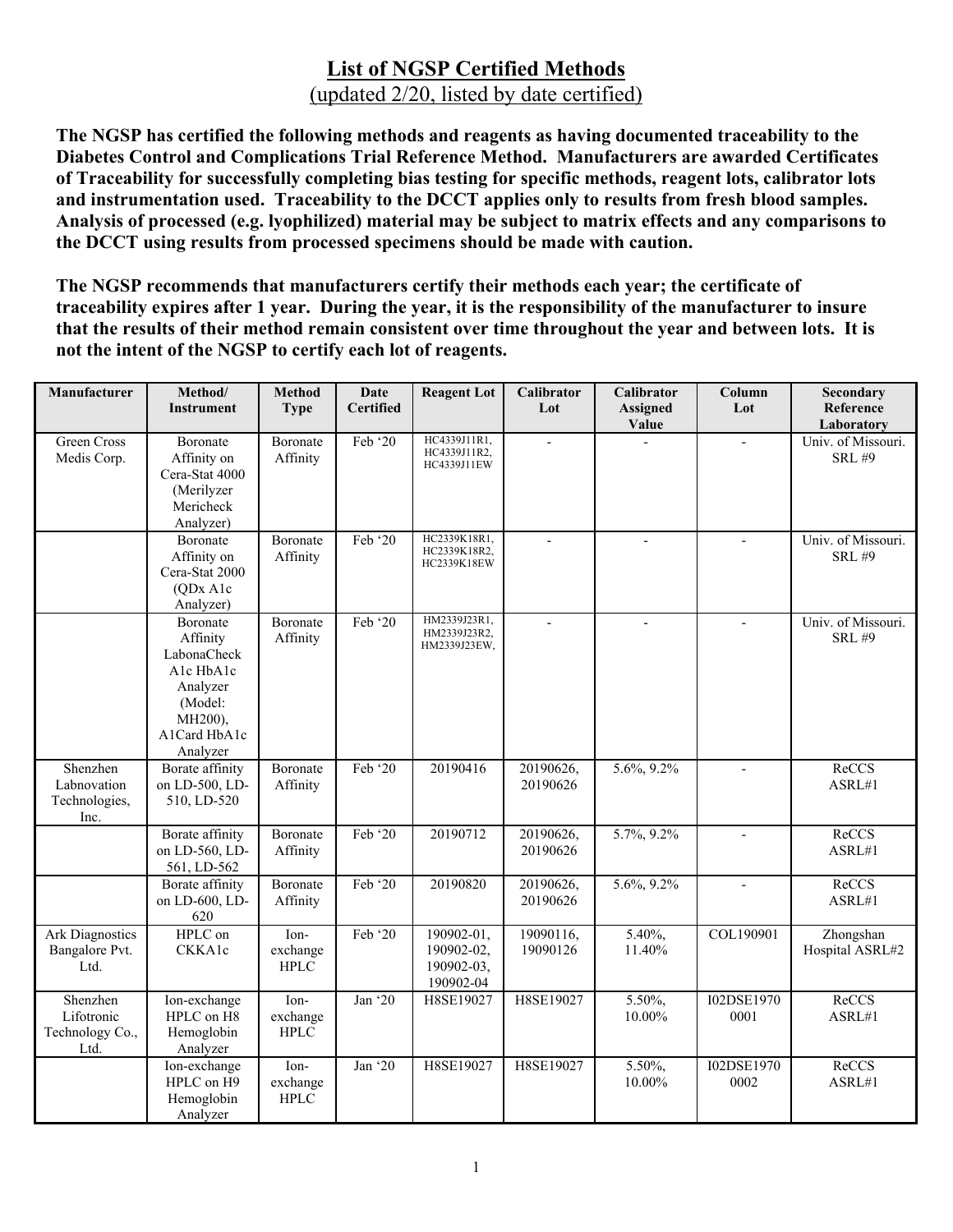# List of NGSP Certified Methods

(updated 2/20, listed by date certified)

**The NGSP has certified the following methods and reagents as having documented traceability to the Diabetes Control and Complications Trial Reference Method. Manufacturers are awarded Certificates of Traceability for successfully completing bias testing for specific methods, reagent lots, calibrator lots and instrumentation used. Traceability to the DCCT applies only to results from fresh blood samples. Analysis of processed (e.g. lyophilized) material may be subject to matrix effects and any comparisons to the DCCT using results from processed specimens should be made with caution.**

**The NGSP recommends that manufacturers certify their methods each year; the certificate of traceability expires after 1 year. During the year, it is the responsibility of the manufacturer to insure that the results of their method remain consistent over time throughout the year and between lots. It is not the intent of the NGSP to certify each lot of reagents.**

| Manufacturer | Method/ Instrument | Method Type | Date Certified | Reagent Lot | Calibrator Lot | Calibrator Assigned Value | Column Lot | Secondary Reference Laboratory |
|---|---|---|---|---|---|---|---|---|
| Green Cross Medis Corp. | Boronate Affinity on Cera-Stat 4000 (Merilyzer Mericheck Analyzer) | Boronate Affinity | Feb '20 | HC4339J11R1, HC4339J11R2, HC4339J11EW | - | - | - | Univ. of Missouri. SRL #9 |
| | Boronate Affinity on Cera-Stat 2000 (QDx A1c Analyzer) | Boronate Affinity | Feb '20 | HC2339K18R1, HC2339K18R2, HC2339K18EW | - | - | - | Univ. of Missouri. SRL #9 |
| | Boronate Affinity LabonaCheck A1c HbA1c Analyzer (Model: MH200), A1Card HbA1c Analyzer | Boronate Affinity | Feb '20 | HM2339J23R1, HM2339J23R2, HM2339J23EW, | - | - | - | Univ. of Missouri. SRL #9 |
| Shenzhen Labnovation Technologies, Inc. | Borate affinity on LD-500, LD-510, LD-520 | Boronate Affinity | Feb '20 | 20190416 | 20190626, 20190626 | 5.6%, 9.2% | - | ReCCS ASRL#1 |
| | Borate affinity on LD-560, LD-561, LD-562 | Boronate Affinity | Feb '20 | 20190712 | 20190626, 20190626 | 5.7%, 9.2% | - | ReCCS ASRL#1 |
| | Borate affinity on LD-600, LD-620 | Boronate Affinity | Feb '20 | 20190820 | 20190626, 20190626 | 5.6%, 9.2% | - | ReCCS ASRL#1 |
| Ark Diagnostics Bangalore Pvt. Ltd. | HPLC on CKKA1c | Ion-exchange HPLC | Feb '20 | 190902-01, 190902-02, 190902-03, 190902-04 | 19090116, 19090126 | 5.40%, 11.40% | COL190901 | Zhongshan Hospital ASRL#2 |
| Shenzhen Lifotronic Technology Co., Ltd. | Ion-exchange HPLC on H8 Hemoglobin Analyzer | Ion-exchange HPLC | Jan '20 | H8SE19027 | H8SE19027 | 5.50%, 10.00% | I02DSE1970 0001 | ReCCS ASRL#1 |
| | Ion-exchange HPLC on H9 Hemoglobin Analyzer | Ion-exchange HPLC | Jan '20 | H8SE19027 | H8SE19027 | 5.50%, 10.00% | I02DSE1970 0002 | ReCCS ASRL#1 |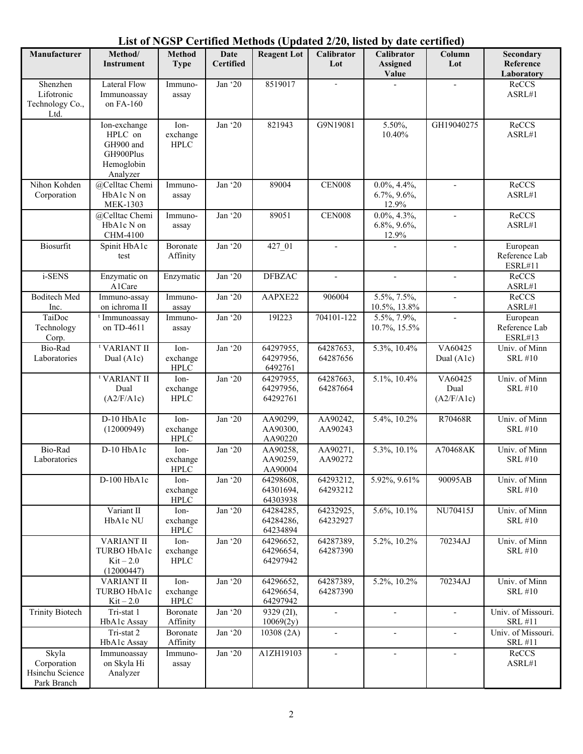# List of NGSP Certified Methods (Updated 2/20, listed by date certified)

| Manufacturer | Method/ Instrument | Method Type | Date Certified | Reagent Lot | Calibrator Lot | Calibrator Assigned Value | Column Lot | Secondary Reference Laboratory |
|---|---|---|---|---|---|---|---|---|
| Shenzhen Lifotronic Technology Co., Ltd. | Lateral Flow Immunoassay on FA-160 | Immuno-assay | Jan '20 | 8519017 | - | - | - | ReCCS ASRL#1 |
| | Ion-exchange HPLC on GH900 and GH900Plus Hemoglobin Analyzer | Ion-exchange HPLC | Jan '20 | 821943 | G9N19081 | 5.50%, 10.40% | GH19040275 | ReCCS ASRL#1 |
| Nihon Kohden Corporation | @Celltac Chemi HbA1c N on MEK-1303 | Immuno-assay | Jan '20 | 89004 | CEN008 | 0.0%, 4.4%, 6.7%, 9.6%, 12.9% | - | ReCCS ASRL#1 |
| | @Celltac Chemi HbA1c N on CHM-4100 | Immuno-assay | Jan '20 | 89051 | CEN008 | 0.0%, 4.3%, 6.8%, 9.6%, 12.9% | - | ReCCS ASRL#1 |
| Biosurfit | Spinit HbA1c test | Boronate Affinity | Jan '20 | 427_01 | - | - | - | European Reference Lab ESRL#11 |
| i-SENS | Enzymatic on A1Care | Enzymatic | Jan '20 | DFBZAC | - | - | - | ReCCS ASRL#1 |
| Boditech Med Inc. | Immuno-assay on ichroma II | Immuno-assay | Jan '20 | AAPXE22 | 906004 | 5.5%, 7.5%, 10.5%, 13.8% | - | ReCCS ASRL#1 |
| TaiDoc Technology Corp. | ᵗ Immunoassay on TD-4611 | Immuno-assay | Jan '20 | 19I223 | 704101-122 | 5.5%, 7.9%, 10.7%, 15.5% | - | European Reference Lab ESRL#13 |
| Bio-Rad Laboratories | ᵗ VARIANT II Dual (A1c) | Ion-exchange HPLC | Jan '20 | 64297955, 64297956, 6492761 | 64287653, 64287656 | 5.3%, 10.4% | VA60425 Dual (A1c) | Univ. of Minn SRL #10 |
| | ᵗ VARIANT II Dual (A2/F/A1c) | Ion-exchange HPLC | Jan '20 | 64297955, 64297956, 64292761 | 64287663, 64287664 | 5.1%, 10.4% | VA60425 Dual (A2/F/A1c) | Univ. of Minn SRL #10 |
| | D-10 HbA1c (12000949) | Ion-exchange HPLC | Jan '20 | AA90299, AA90300, AA90220 | AA90242, AA90243 | 5.4%, 10.2% | R70468R | Univ. of Minn SRL #10 |
| Bio-Rad Laboratories | D-10 HbA1c | Ion-exchange HPLC | Jan '20 | AA90258, AA90259, AA90004 | AA90271, AA90272 | 5.3%, 10.1% | A70468AK | Univ. of Minn SRL #10 |
| | D-100 HbA1c | Ion-exchange HPLC | Jan '20 | 64298608, 64301694, 64303938 | 64293212, 64293212 | 5.92%, 9.61% | 90095AB | Univ. of Minn SRL #10 |
| | Variant II HbA1c NU | Ion-exchange HPLC | Jan '20 | 64284285, 64284286, 64234894 | 64232925, 64232927 | 5.6%, 10.1% | NU70415J | Univ. of Minn SRL #10 |
| | VARIANT II TURBO HbA1c Kit – 2.0 (12000447) | Ion-exchange HPLC | Jan '20 | 64296652, 64296654, 64297942 | 64287389, 64287390 | 5.2%, 10.2% | 70234AJ | Univ. of Minn SRL #10 |
| | VARIANT II TURBO HbA1c Kit – 2.0 | Ion-exchange HPLC | Jan '20 | 64296652, 64296654, 64297942 | 64287389, 64287390 | 5.2%, 10.2% | 70234AJ | Univ. of Minn SRL #10 |
| Trinity Biotech | Tri-stat 1 HbA1c Assay | Boronate Affinity | Jan '20 | 9329 (2I), 10069(2y) | - | - | - | Univ. of Missouri. SRL #11 |
| | Tri-stat 2 HbA1c Assay | Boronate Affinity | Jan '20 | 10308 (2A) | - | - | - | Univ. of Missouri. SRL #11 |
| Skyla Corporation Hsinchu Science Park Branch | Immunoassay on Skyla Hi Analyzer | Immuno-assay | Jan '20 | A1ZH19103 | - | - | - | ReCCS ASRL#1 |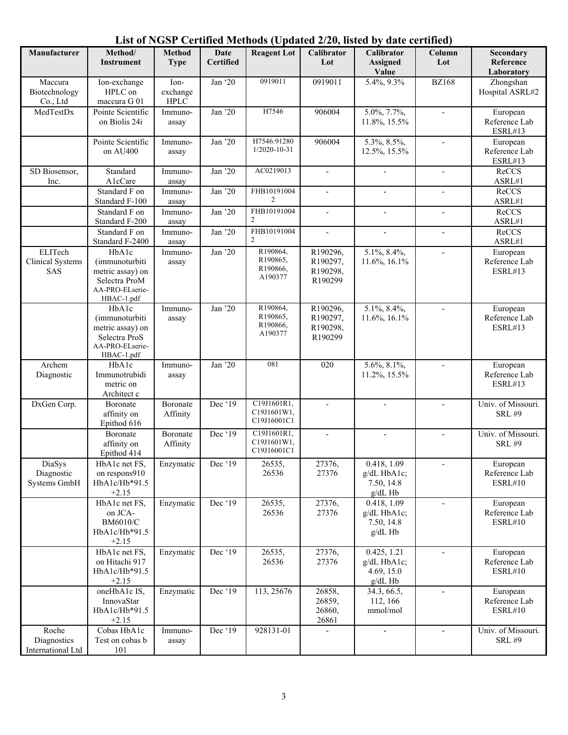# List of NGSP Certified Methods (Updated 2/20, listed by date certified)

| Manufacturer | Method/ Instrument | Method Type | Date Certified | Reagent Lot | Calibrator Lot | Calibrator Assigned Value | Column Lot | Secondary Reference Laboratory |
|---|---|---|---|---|---|---|---|---|
| Maccura Biotechnology Co., Ltd | Ion-exchange HPLC on maccura G 01 | Ion-exchange HPLC | Jan '20 | 0919011 | 0919011 | 5.4%, 9.3% | BZ168 | Zhongshan Hospital ASRL#2 |
| MedTestDx | Pointe Scientific on Biolis 24i | Immuno-assay | Jan '20 | H7546 | 906004 | 5.0%, 7.7%, 11.8%, 15.5% | - | European Reference Lab ESRL#13 |
| | Pointe Scientific on AU400 | Immuno-assay | Jan '20 | H7546:91280 1/2020-10-31 | 906004 | 5.3%, 8.5%, 12.5%, 15.5% | - | European Reference Lab ESRL#13 |
| SD Biosensor, Inc. | Standard A1cCare | Immuno-assay | Jan '20 | AC0219013 | - | - | - | ReCCS ASRL#1 |
| | Standard F on Standard F-100 | Immuno-assay | Jan '20 | FHB10191004 2 | - | - | - | ReCCS ASRL#1 |
| | Standard F on Standard F-200 | Immuno-assay | Jan '20 | FHB10191004 2 | - | - | - | ReCCS ASRL#1 |
| | Standard F on Standard F-2400 | Immuno-assay | Jan '20 | FHB10191004 2 | - | - | - | ReCCS ASRL#1 |
| ELITech Clinical Systems SAS | HbA1c (immunoturbitimetric assay) on Selectra ProM AA-PRO-ELserie-HBAC-1.pdf | Immuno-assay | Jan '20 | R190864, R190865, R190866, A190377 | R190296, R190297, R190298, R190299 | 5.1%, 8.4%, 11.6%, 16.1% | - | European Reference Lab ESRL#13 |
| | HbA1c (immunoturbitimetric assay) on Selectra ProS AA-PRO-ELserie-HBAC-1.pdf | Immuno-assay | Jan '20 | R190864, R190865, R190866, A190377 | R190296, R190297, R190298, R190299 | 5.1%, 8.4%, 11.6%, 16.1% | - | European Reference Lab ESRL#13 |
| Archem Diagnostic | HbA1c Immunotrubidimetric on Architect c | Immuno-assay | Jan '20 | 081 | 020 | 5.6%, 8.1%, 11.2%, 15.5% | - | European Reference Lab ESRL#13 |
| DxGen Corp. | Boronate affinity on Epithod 616 | Boronate Affinity | Dec '19 | C19J1601R1, C19J1601W1, C19J16001C1 | - | - | - | Univ. of Missouri. SRL #9 |
| | Boronate affinity on Epithod 414 | Boronate Affinity | Dec '19 | C19J1601R1, C19J1601W1, C19J16001C1 | - | - | - | Univ. of Missouri. SRL #9 |
| DiaSys Diagnostic Systems GmbH | HbA1c net FS, on respons910 HbA1c/Hb*91.5 +2.15 | Enzymatic | Dec '19 | 26535, 26536 | 27376, 27376 | 0.418, 1.09 g/dL HbA1c; 7.50, 14.8 g/dL Hb | - | European Reference Lab ESRL#10 |
| | HbA1c net FS, on JCA-BM6010/C HbA1c/Hb*91.5 +2.15 | Enzymatic | Dec '19 | 26535, 26536 | 27376, 27376 | 0.418, 1.09 g/dL HbA1c; 7.50, 14.8 g/dL Hb | - | European Reference Lab ESRL#10 |
| | HbA1c net FS, on Hitachi 917 HbA1c/Hb*91.5 +2.15 | Enzymatic | Dec '19 | 26535, 26536 | 27376, 27376 | 0.425, 1.21 g/dL HbA1c; 4.69, 15.0 g/dL Hb | - | European Reference Lab ESRL#10 |
| | oneHbA1c IS, InnovaStar HbA1c/Hb*91.5 +2.15 | Enzymatic | Dec '19 | 113, 25676 | 26858, 26859, 26860, 26861 | 34.3, 66.5, 112, 166 mmol/mol | - | European Reference Lab ESRL#10 |
| Roche Diagnostics International Ltd | Cobas HbA1c Test on cobas b 101 | Immuno-assay | Dec '19 | 928131-01 | - | - | - | Univ. of Missouri. SRL #9 |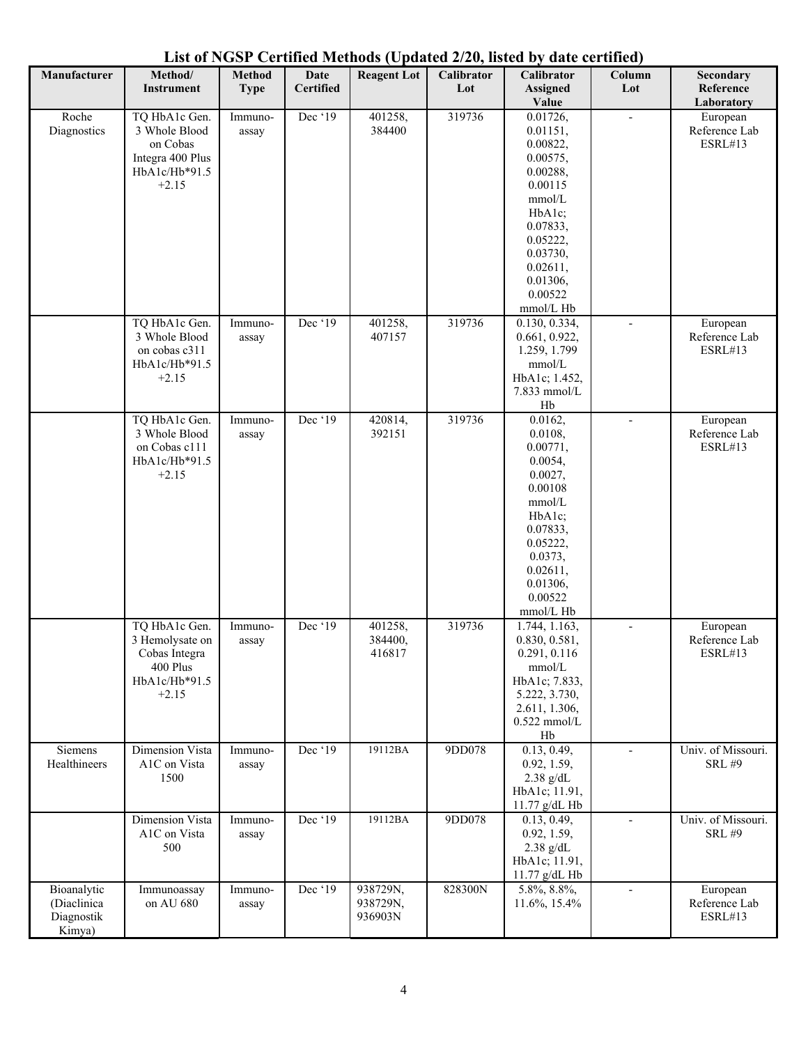# List of NGSP Certified Methods (Updated 2/20, listed by date certified)

| Manufacturer | Method/ Instrument | Method Type | Date Certified | Reagent Lot | Calibrator Lot | Calibrator Assigned Value | Column Lot | Secondary Reference Laboratory |
|---|---|---|---|---|---|---|---|---|
| Roche Diagnostics | TQ HbA1c Gen. 3 Whole Blood on Cobas Integra 400 Plus HbA1c/Hb*91.5 +2.15 | Immuno-assay | Dec '19 | 401258, 384400 | 319736 | 0.01726, 0.01151, 0.00822, 0.00575, 0.00288, 0.00115 mmol/L HbA1c; 0.07833, 0.05222, 0.03730, 0.02611, 0.01306, 0.00522 mmol/L Hb | - | European Reference Lab ESRL#13 |
| | TQ HbA1c Gen. 3 Whole Blood on cobas c311 HbA1c/Hb*91.5 +2.15 | Immuno-assay | Dec '19 | 401258, 407157 | 319736 | 0.130, 0.334, 0.661, 0.922, 1.259, 1.799 mmol/L HbA1c; 1.452, 7.833 mmol/L Hb | - | European Reference Lab ESRL#13 |
| | TQ HbA1c Gen. 3 Whole Blood on Cobas c111 HbA1c/Hb*91.5 +2.15 | Immuno-assay | Dec '19 | 420814, 392151 | 319736 | 0.0162, 0.0108, 0.00771, 0.0054, 0.0027, 0.00108 mmol/L HbA1c; 0.07833, 0.05222, 0.0373, 0.02611, 0.01306, 0.00522 mmol/L Hb | - | European Reference Lab ESRL#13 |
| | TQ HbA1c Gen. 3 Hemolysate on Cobas Integra 400 Plus HbA1c/Hb*91.5 +2.15 | Immuno-assay | Dec '19 | 401258, 384400, 416817 | 319736 | 1.744, 1.163, 0.830, 0.581, 0.291, 0.116 mmol/L HbA1c; 7.833, 5.222, 3.730, 2.611, 1.306, 0.522 mmol/L Hb | - | European Reference Lab ESRL#13 |
| Siemens Healthineers | Dimension Vista A1C on Vista 1500 | Immuno-assay | Dec '19 | 19112BA | 9DD078 | 0.13, 0.49, 0.92, 1.59, 2.38 g/dL HbA1c; 11.91, 11.77 g/dL Hb | - | Univ. of Missouri. SRL #9 |
| | Dimension Vista A1C on Vista 500 | Immuno-assay | Dec '19 | 19112BA | 9DD078 | 0.13, 0.49, 0.92, 1.59, 2.38 g/dL HbA1c; 11.91, 11.77 g/dL Hb | - | Univ. of Missouri. SRL #9 |
| Bioanalytic (Diaclinica Diagnostik Kimya) | Immunoassay on AU 680 | Immuno-assay | Dec '19 | 938729N, 938729N, 936903N | 828300N | 5.8%, 8.8%, 11.6%, 15.4% | - | European Reference Lab ESRL#13 |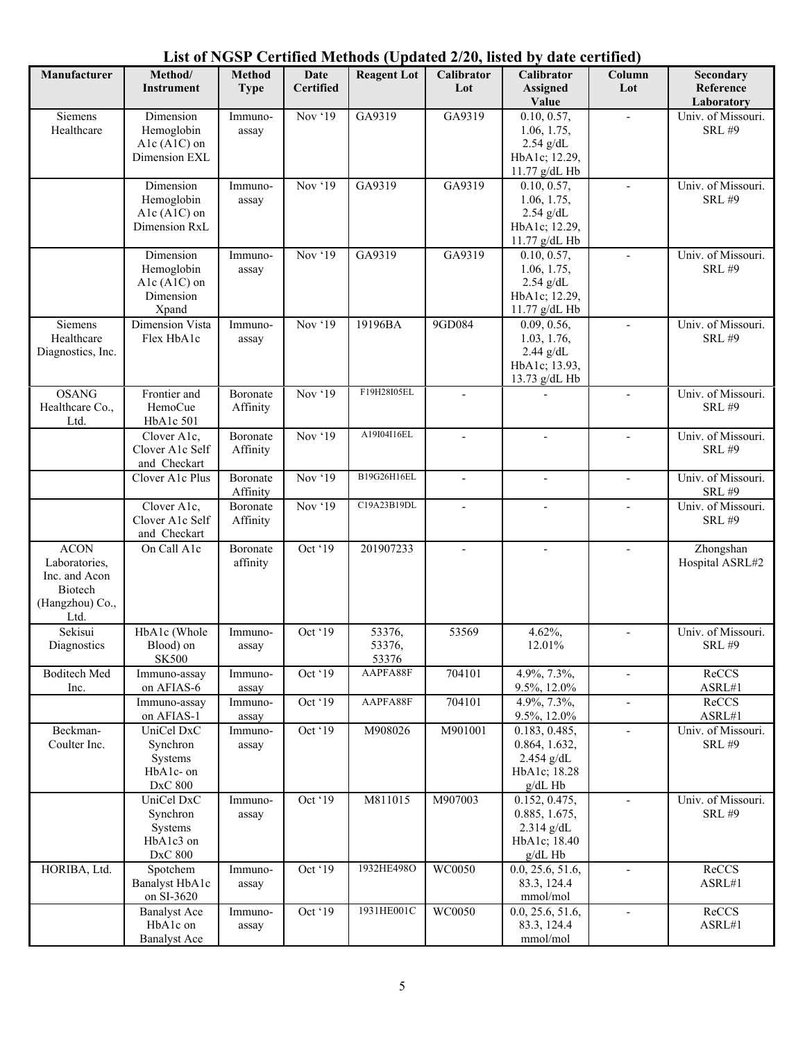# List of NGSP Certified Methods (Updated 2/20, listed by date certified)

| Manufacturer | Method/ Instrument | Method Type | Date Certified | Reagent Lot | Calibrator Lot | Calibrator Assigned Value | Column Lot | Secondary Reference Laboratory |
|---|---|---|---|---|---|---|---|---|
| Siemens Healthcare | Dimension Hemoglobin A1c (A1C) on Dimension EXL | Immuno-assay | Nov '19 | GA9319 | GA9319 | 0.10, 0.57, 1.06, 1.75, 2.54 g/dL HbA1c; 12.29, 11.77 g/dL Hb | - | Univ. of Missouri. SRL #9 |
| | Dimension Hemoglobin A1c (A1C) on Dimension RxL | Immuno-assay | Nov '19 | GA9319 | GA9319 | 0.10, 0.57, 1.06, 1.75, 2.54 g/dL HbA1c; 12.29, 11.77 g/dL Hb | - | Univ. of Missouri. SRL #9 |
| | Dimension Hemoglobin A1c (A1C) on Dimension Xpand | Immuno-assay | Nov '19 | GA9319 | GA9319 | 0.10, 0.57, 1.06, 1.75, 2.54 g/dL HbA1c; 12.29, 11.77 g/dL Hb | - | Univ. of Missouri. SRL #9 |
| Siemens Healthcare Diagnostics, Inc. | Dimension Vista Flex HbA1c | Immuno-assay | Nov '19 | 19196BA | 9GD084 | 0.09, 0.56, 1.03, 1.76, 2.44 g/dL HbA1c; 13.93, 13.73 g/dL Hb | - | Univ. of Missouri. SRL #9 |
| OSANG Healthcare Co., Ltd. | Frontier and HemoCue HbA1c 501 | Boronate Affinity | Nov '19 | F19H28I05EL | - | - | - | Univ. of Missouri. SRL #9 |
| | Clover A1c, Clover A1c Self and Checkart | Boronate Affinity | Nov '19 | A19I04I16EL | - | - | - | Univ. of Missouri. SRL #9 |
| | Clover A1c Plus | Boronate Affinity | Nov '19 | B19G26H16EL | - | - | - | Univ. of Missouri. SRL #9 |
| | Clover A1c, Clover A1c Self and Checkart | Boronate Affinity | Nov '19 | C19A23B19DL | - | - | - | Univ. of Missouri. SRL #9 |
| ACON Laboratories, Inc. and Acon Biotech (Hangzhou) Co., Ltd. | On Call A1c | Boronate affinity | Oct '19 | 201907233 | - | - | - | Zhongshan Hospital ASRL#2 |
| Sekisui Diagnostics | HbA1c (Whole Blood) on SK500 | Immuno-assay | Oct '19 | 53376, 53376, 53376 | 53569 | 4.62%, 12.01% | - | Univ. of Missouri. SRL #9 |
| Boditech Med Inc. | Immuno-assay on AFIAS-6 | Immuno-assay | Oct '19 | AAPFA88F | 704101 | 4.9%, 7.3%, 9.5%, 12.0% | - | ReCCS ASRL#1 |
| | Immuno-assay on AFIAS-1 | Immuno-assay | Oct '19 | AAPFA88F | 704101 | 4.9%, 7.3%, 9.5%, 12.0% | - | ReCCS ASRL#1 |
| Beckman-Coulter Inc. | UniCel DxC Synchron Systems HbA1c- on DxC 800 | Immuno-assay | Oct '19 | M908026 | M901001 | 0.183, 0.485, 0.864, 1.632, 2.454 g/dL HbA1c; 18.28 g/dL Hb | - | Univ. of Missouri. SRL #9 |
| | UniCel DxC Synchron Systems HbA1c3 on DxC 800 | Immuno-assay | Oct '19 | M811015 | M907003 | 0.152, 0.475, 0.885, 1.675, 2.314 g/dL HbA1c; 18.40 g/dL Hb | - | Univ. of Missouri. SRL #9 |
| HORIBA, Ltd. | Spotchem Banalyst HbA1c on SI-3620 | Immuno-assay | Oct '19 | 1932HE498O | WC0050 | 0.0, 25.6, 51.6, 83.3, 124.4 mmol/mol | - | ReCCS ASRL#1 |
| | Banalyst Ace HbA1c on Banalyst Ace | Immuno-assay | Oct '19 | 1931HE001C | WC0050 | 0.0, 25.6, 51.6, 83.3, 124.4 mmol/mol | - | ReCCS ASRL#1 |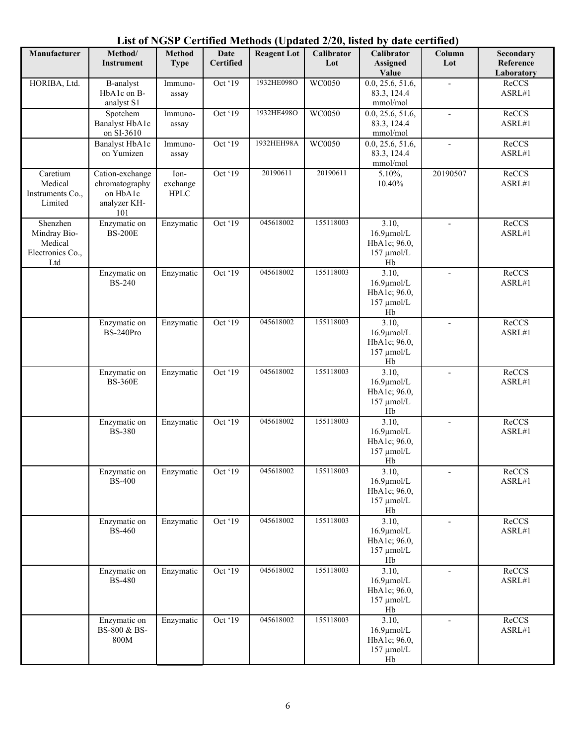# List of NGSP Certified Methods (Updated 2/20, listed by date certified)

| Manufacturer | Method/ Instrument | Method Type | Date Certified | Reagent Lot | Calibrator Lot | Calibrator Assigned Value | Column Lot | Secondary Reference Laboratory |
|---|---|---|---|---|---|---|---|---|
| HORIBA, Ltd. | B-analyst HbA1c on B-analyst S1 | Immuno-assay | Oct '19 | 1932HE098O | WC0050 | 0.0, 25.6, 51.6, 83.3, 124.4 mmol/mol | - | ReCCS ASRL#1 |
| | Spotchem Banalyst HbA1c on SI-3610 | Immuno-assay | Oct '19 | 1932HE498O | WC0050 | 0.0, 25.6, 51.6, 83.3, 124.4 mmol/mol | - | ReCCS ASRL#1 |
| | Banalyst HbA1c on Yumizen | Immuno-assay | Oct '19 | 1932HEH98A | WC0050 | 0.0, 25.6, 51.6, 83.3, 124.4 mmol/mol | - | ReCCS ASRL#1 |
| Caretium Medical Instruments Co., Limited | Cation-exchange chromatography on HbA1c analyzer KH-101 | Ion-exchange HPLC | Oct '19 | 20190611 | 20190611 | 5.10%, 10.40% | 20190507 | ReCCS ASRL#1 |
| Shenzhen Mindray Bio-Medical Electronics Co., Ltd | Enzymatic on BS-200E | Enzymatic | Oct '19 | 045618002 | 155118003 | 3.10, 16.9µmol/L HbA1c; 96.0, 157 µmol/L Hb | - | ReCCS ASRL#1 |
| | Enzymatic on BS-240 | Enzymatic | Oct '19 | 045618002 | 155118003 | 3.10, 16.9µmol/L HbA1c; 96.0, 157 µmol/L Hb | - | ReCCS ASRL#1 |
| | Enzymatic on BS-240Pro | Enzymatic | Oct '19 | 045618002 | 155118003 | 3.10, 16.9µmol/L HbA1c; 96.0, 157 µmol/L Hb | - | ReCCS ASRL#1 |
| | Enzymatic on BS-360E | Enzymatic | Oct '19 | 045618002 | 155118003 | 3.10, 16.9µmol/L HbA1c; 96.0, 157 µmol/L Hb | - | ReCCS ASRL#1 |
| | Enzymatic on BS-380 | Enzymatic | Oct '19 | 045618002 | 155118003 | 3.10, 16.9µmol/L HbA1c; 96.0, 157 µmol/L Hb | - | ReCCS ASRL#1 |
| | Enzymatic on BS-400 | Enzymatic | Oct '19 | 045618002 | 155118003 | 3.10, 16.9µmol/L HbA1c; 96.0, 157 µmol/L Hb | - | ReCCS ASRL#1 |
| | Enzymatic on BS-460 | Enzymatic | Oct '19 | 045618002 | 155118003 | 3.10, 16.9µmol/L HbA1c; 96.0, 157 µmol/L Hb | - | ReCCS ASRL#1 |
| | Enzymatic on BS-480 | Enzymatic | Oct '19 | 045618002 | 155118003 | 3.10, 16.9µmol/L HbA1c; 96.0, 157 µmol/L Hb | - | ReCCS ASRL#1 |
| | Enzymatic on BS-800 & BS-800M | Enzymatic | Oct '19 | 045618002 | 155118003 | 3.10, 16.9µmol/L HbA1c; 96.0, 157 µmol/L Hb | - | ReCCS ASRL#1 |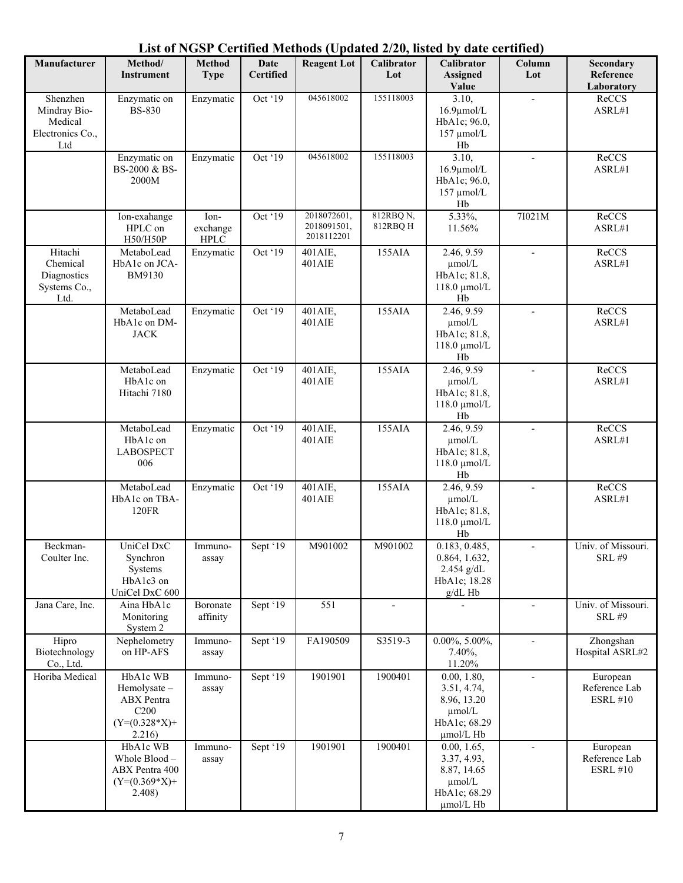# List of NGSP Certified Methods (Updated 2/20, listed by date certified)

| Manufacturer | Method/ Instrument | Method Type | Date Certified | Reagent Lot | Calibrator Lot | Calibrator Assigned Value | Column Lot | Secondary Reference Laboratory |
|---|---|---|---|---|---|---|---|---|
| Shenzhen Mindray Bio-Medical Electronics Co., Ltd | Enzymatic on BS-830 | Enzymatic | Oct '19 | 045618002 | 155118003 | 3.10, 16.9µmol/L HbA1c; 96.0, 157 µmol/L Hb | - | ReCCS ASRL#1 |
| | Enzymatic on BS-2000 & BS-2000M | Enzymatic | Oct '19 | 045618002 | 155118003 | 3.10, 16.9µmol/L HbA1c; 96.0, 157 µmol/L Hb | - | ReCCS ASRL#1 |
| | Ion-exahange HPLC on H50/H50P | Ion-exchange HPLC | Oct '19 | 2018072601, 2018091501, 2018112201 | 812RBQ N, 812RBQ H | 5.33%, 11.56% | 7I021M | ReCCS ASRL#1 |
| Hitachi Chemical Diagnostics Systems Co., Ltd. | MetaboLead HbA1c on JCA-BM9130 | Enzymatic | Oct '19 | 401AIE, 401AIE | 155AIA | 2.46, 9.59 µmol/L HbA1c; 81.8, 118.0 µmol/L Hb | - | ReCCS ASRL#1 |
| | MetaboLead HbA1c on DM-JACK | Enzymatic | Oct '19 | 401AIE, 401AIE | 155AIA | 2.46, 9.59 µmol/L HbA1c; 81.8, 118.0 µmol/L Hb | - | ReCCS ASRL#1 |
| | MetaboLead HbA1c on Hitachi 7180 | Enzymatic | Oct '19 | 401AIE, 401AIE | 155AIA | 2.46, 9.59 µmol/L HbA1c; 81.8, 118.0 µmol/L Hb | - | ReCCS ASRL#1 |
| | MetaboLead HbA1c on LABOSPECT 006 | Enzymatic | Oct '19 | 401AIE, 401AIE | 155AIA | 2.46, 9.59 µmol/L HbA1c; 81.8, 118.0 µmol/L Hb | - | ReCCS ASRL#1 |
| | MetaboLead HbA1c on TBA-120FR | Enzymatic | Oct '19 | 401AIE, 401AIE | 155AIA | 2.46, 9.59 µmol/L HbA1c; 81.8, 118.0 µmol/L Hb | - | ReCCS ASRL#1 |
| Beckman-Coulter Inc. | UniCel DxC Synchron Systems HbA1c3 on UniCel DxC 600 | Immuno-assay | Sept '19 | M901002 | M901002 | 0.183, 0.485, 0.864, 1.632, 2.454 g/dL HbA1c; 18.28 g/dL Hb | - | Univ. of Missouri. SRL #9 |
| Jana Care, Inc. | Aina HbA1c Monitoring System 2 | Boronate affinity | Sept '19 | 551 | - | - | - | Univ. of Missouri. SRL #9 |
| Hipro Biotechnology Co., Ltd. | Nephelometry on HP-AFS | Immuno-assay | Sept '19 | FA190509 | S3519-3 | 0.00%, 5.00%, 7.40%, 11.20% | - | Zhongshan Hospital ASRL#2 |
| Horiba Medical | HbA1c WB Hemolysate – ABX Pentra C200 (Y=(0.328*X)+ 2.216) | Immuno-assay | Sept '19 | 1901901 | 1900401 | 0.00, 1.80, 3.51, 4.74, 8.96, 13.20 µmol/L HbA1c; 68.29 µmol/L Hb | - | European Reference Lab ESRL #10 |
| | HbA1c WB Whole Blood – ABX Pentra 400 (Y=(0.369*X)+ 2.408) | Immuno-assay | Sept '19 | 1901901 | 1900401 | 0.00, 1.65, 3.37, 4.93, 8.87, 14.65 µmol/L HbA1c; 68.29 µmol/L Hb | - | European Reference Lab ESRL #10 |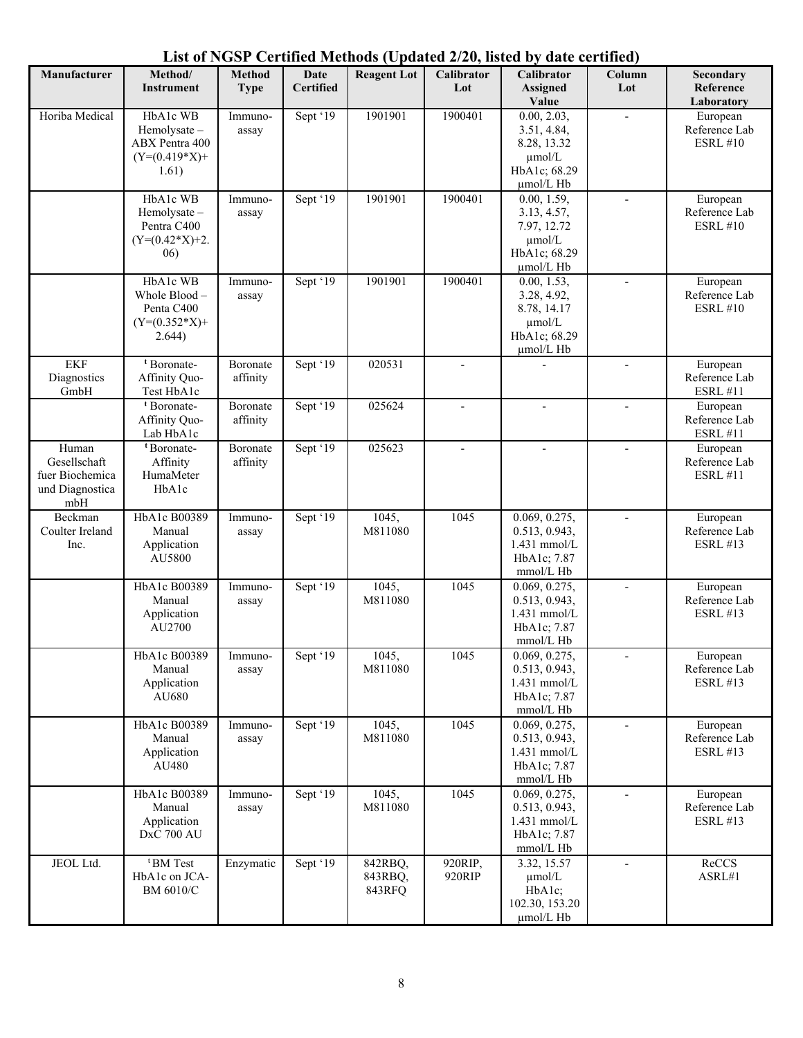# List of NGSP Certified Methods (Updated 2/20, listed by date certified)

| Manufacturer | Method/ Instrument | Method Type | Date Certified | Reagent Lot | Calibrator Lot | Calibrator Assigned Value | Column Lot | Secondary Reference Laboratory |
|---|---|---|---|---|---|---|---|---|
| Horiba Medical | HbA1c WB Hemolysate – ABX Pentra 400 (Y=(0.419*X)+ 1.61) | Immuno-assay | Sept '19 | 1901901 | 1900401 | 0.00, 2.03, 3.51, 4.84, 8.28, 13.32 μmol/L HbA1c; 68.29 μmol/L Hb | - | European Reference Lab ESRL #10 |
| | HbA1c WB Hemolysate – Pentra C400 (Y=(0.42*X)+2. 06) | Immuno-assay | Sept '19 | 1901901 | 1900401 | 0.00, 1.59, 3.13, 4.57, 7.97, 12.72 μmol/L HbA1c; 68.29 μmol/L Hb | - | European Reference Lab ESRL #10 |
| | HbA1c WB Whole Blood – Penta C400 (Y=(0.352*X)+ 2.644) | Immuno-assay | Sept '19 | 1901901 | 1900401 | 0.00, 1.53, 3.28, 4.92, 8.78, 14.17 μmol/L HbA1c; 68.29 μmol/L Hb | - | European Reference Lab ESRL #10 |
| EKF Diagnostics GmbH | ‡ Boronate-Affinity Quo-Test HbA1c | Boronate affinity | Sept '19 | 020531 | - | - | - | European Reference Lab ESRL #11 |
| | ‡ Boronate-Affinity Quo-Lab HbA1c | Boronate affinity | Sept '19 | 025624 | - | - | - | European Reference Lab ESRL #11 |
| Human Gesellschaft fuer Biochemica und Diagnostica mbH | ‡ Boronate-Affinity HumaMeter HbA1c | Boronate affinity | Sept '19 | 025623 | - | - | - | European Reference Lab ESRL #11 |
| Beckman Coulter Ireland Inc. | HbA1c B00389 Manual Application AU5800 | Immuno-assay | Sept '19 | 1045, M811080 | 1045 | 0.069, 0.275, 0.513, 0.943, 1.431 mmol/L HbA1c; 7.87 mmol/L Hb | - | European Reference Lab ESRL #13 |
| | HbA1c B00389 Manual Application AU2700 | Immuno-assay | Sept '19 | 1045, M811080 | 1045 | 0.069, 0.275, 0.513, 0.943, 1.431 mmol/L HbA1c; 7.87 mmol/L Hb | - | European Reference Lab ESRL #13 |
| | HbA1c B00389 Manual Application AU680 | Immuno-assay | Sept '19 | 1045, M811080 | 1045 | 0.069, 0.275, 0.513, 0.943, 1.431 mmol/L HbA1c; 7.87 mmol/L Hb | - | European Reference Lab ESRL #13 |
| | HbA1c B00389 Manual Application AU480 | Immuno-assay | Sept '19 | 1045, M811080 | 1045 | 0.069, 0.275, 0.513, 0.943, 1.431 mmol/L HbA1c; 7.87 mmol/L Hb | - | European Reference Lab ESRL #13 |
| | HbA1c B00389 Manual Application DxC 700 AU | Immuno-assay | Sept '19 | 1045, M811080 | 1045 | 0.069, 0.275, 0.513, 0.943, 1.431 mmol/L HbA1c; 7.87 mmol/L Hb | - | European Reference Lab ESRL #13 |
| JEOL Ltd. | [1]BM Test HbA1c on JCA-BM 6010/C | Enzymatic | Sept '19 | 842RBQ, 843RBQ, 843RFQ | 920RIP, 920RIP | 3.32, 15.57 μmol/L HbA1c; 102.30, 153.20 μmol/L Hb | - | ReCCS ASRL#1 |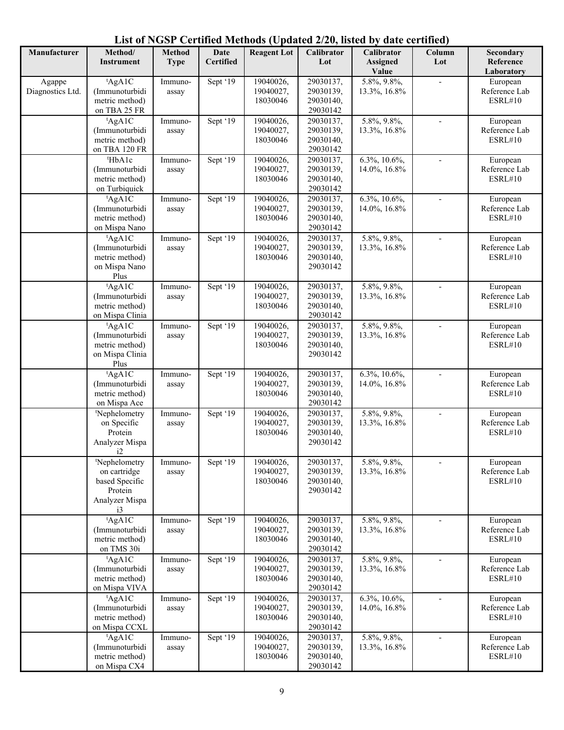# List of NGSP Certified Methods (Updated 2/20, listed by date certified)

| Manufacturer | Method/ Instrument | Method Type | Date Certified | Reagent Lot | Calibrator Lot | Calibrator Assigned Value | Column Lot | Secondary Reference Laboratory |
|---|---|---|---|---|---|---|---|---|
| Agappe Diagnostics Ltd. | [t]AgA1C (Immunoturbidimetric method) on TBA 25 FR | Immuno-assay | Sept '19 | 19040026, 19040027, 18030046 | 29030137, 29030139, 29030140, 29030142 | 5.8%, 9.8%, 13.3%, 16.8% | - | European Reference Lab ESRL#10 |
| | [t]AgA1C (Immunoturbidimetric method) on TBA 120 FR | Immuno-assay | Sept '19 | 19040026, 19040027, 18030046 | 29030137, 29030139, 29030140, 29030142 | 5.8%, 9.8%, 13.3%, 16.8% | - | European Reference Lab ESRL#10 |
| | [t]HbA1c (Immunoturbidimetric method) on Turbiquick | Immuno-assay | Sept '19 | 19040026, 19040027, 18030046 | 29030137, 29030139, 29030140, 29030142 | 6.3%, 10.6%, 14.0%, 16.8% | - | European Reference Lab ESRL#10 |
| | [t]AgA1C (Immunoturbidimetric method) on Mispa Nano | Immuno-assay | Sept '19 | 19040026, 19040027, 18030046 | 29030137, 29030139, 29030140, 29030142 | 6.3%, 10.6%, 14.0%, 16.8% | - | European Reference Lab ESRL#10 |
| | [t]AgA1C (Immunoturbidimetric method) on Mispa Nano Plus | Immuno-assay | Sept '19 | 19040026, 19040027, 18030046 | 29030137, 29030139, 29030140, 29030142 | 5.8%, 9.8%, 13.3%, 16.8% | - | European Reference Lab ESRL#10 |
| | [t]AgA1C (Immunoturbidimetric method) on Mispa Clinia | Immuno-assay | Sept '19 | 19040026, 19040027, 18030046 | 29030137, 29030139, 29030140, 29030142 | 5.8%, 9.8%, 13.3%, 16.8% | - | European Reference Lab ESRL#10 |
| | [t]AgA1C (Immunoturbidimetric method) on Mispa Clinia Plus | Immuno-assay | Sept '19 | 19040026, 19040027, 18030046 | 29030137, 29030139, 29030140, 29030142 | 5.8%, 9.8%, 13.3%, 16.8% | - | European Reference Lab ESRL#10 |
| | [t]AgA1C (Immunoturbidimetric method) on Mispa Ace | Immuno-assay | Sept '19 | 19040026, 19040027, 18030046 | 29030137, 29030139, 29030140, 29030142 | 6.3%, 10.6%, 14.0%, 16.8% | - | European Reference Lab ESRL#10 |
| | [t]Nephelometry on Specific Protein Analyzer Mispa i2 | Immuno-assay | Sept '19 | 19040026, 19040027, 18030046 | 29030137, 29030139, 29030140, 29030142 | 5.8%, 9.8%, 13.3%, 16.8% | - | European Reference Lab ESRL#10 |
| | [t]Nephelometry on cartridge based Specific Protein Analyzer Mispa i3 | Immuno-assay | Sept '19 | 19040026, 19040027, 18030046 | 29030137, 29030139, 29030140, 29030142 | 5.8%, 9.8%, 13.3%, 16.8% | - | European Reference Lab ESRL#10 |
| | [t]AgA1C (Immunoturbidimetric method) on TMS 30i | Immuno-assay | Sept '19 | 19040026, 19040027, 18030046 | 29030137, 29030139, 29030140, 29030142 | 5.8%, 9.8%, 13.3%, 16.8% | - | European Reference Lab ESRL#10 |
| | [t]AgA1C (Immunoturbidimetric method) on Mispa VIVA | Immuno-assay | Sept '19 | 19040026, 19040027, 18030046 | 29030137, 29030139, 29030140, 29030142 | 5.8%, 9.8%, 13.3%, 16.8% | - | European Reference Lab ESRL#10 |
| | [t]AgA1C (Immunoturbidimetric method) on Mispa CCXL | Immuno-assay | Sept '19 | 19040026, 19040027, 18030046 | 29030137, 29030139, 29030140, 29030142 | 6.3%, 10.6%, 14.0%, 16.8% | - | European Reference Lab ESRL#10 |
| | [t]AgA1C (Immunoturbidimetric method) on Mispa CX4 | Immuno-assay | Sept '19 | 19040026, 19040027, 18030046 | 29030137, 29030139, 29030140, 29030142 | 5.8%, 9.8%, 13.3%, 16.8% | - | European Reference Lab ESRL#10 |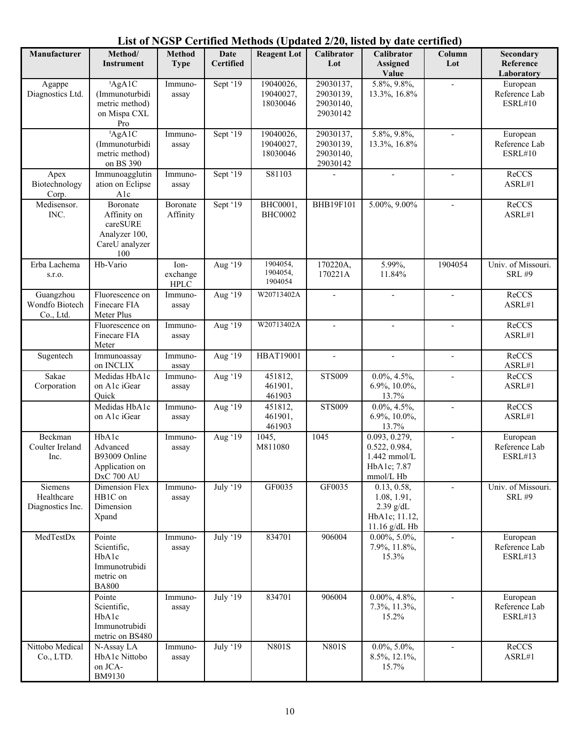## List of NGSP Certified Methods (Updated 2/20, listed by date certified)

| Manufacturer | Method/ Instrument | Method Type | Date Certified | Reagent Lot | Calibrator Lot | Calibrator Assigned Value | Column Lot | Secondary Reference Laboratory |
|---|---|---|---|---|---|---|---|---|
| Agappe Diagnostics Ltd. | [t]AgA1C (Immunoturbidimetric method) on Mispa CXL Pro | Immuno-assay | Sept '19 | 19040026, 19040027, 18030046 | 29030137, 29030139, 29030140, 29030142 | 5.8%, 9.8%, 13.3%, 16.8% | - | European Reference Lab ESRL#10 |
| | [t]AgA1C (Immunoturbidimetric method) on BS 390 | Immuno-assay | Sept '19 | 19040026, 19040027, 18030046 | 29030137, 29030139, 29030140, 29030142 | 5.8%, 9.8%, 13.3%, 16.8% | - | European Reference Lab ESRL#10 |
| Apex Biotechnology Corp. | Immunoagglutination on Eclipse A1c | Immuno-assay | Sept '19 | S81103 | - | - | - | ReCCS ASRL#1 |
| Medisensor. INC. | Boronate Affinity on careSURE Analyzer 100, CareU analyzer 100 | Boronate Affinity | Sept '19 | BHC0001, BHC0002 | BHB19F101 | 5.00%, 9.00% | - | ReCCS ASRL#1 |
| Erba Lachema s.r.o. | Hb-Vario | Ion-exchange HPLC | Aug '19 | 1904054, 1904054, 1904054 | 170220A, 170221A | 5.99%, 11.84% | 1904054 | Univ. of Missouri. SRL #9 |
| Guangzhou Wondfo Biotech Co., Ltd. | Fluorescence on Finecare FIA Meter Plus | Immuno-assay | Aug '19 | W20713402A | - | - | - | ReCCS ASRL#1 |
| | Fluorescence on Finecare FIA Meter | Immuno-assay | Aug '19 | W20713402A | - | - | - | ReCCS ASRL#1 |
| Sugentech | Immunoassay on INCLIX | Immuno-assay | Aug '19 | HBAT19001 | - | - | - | ReCCS ASRL#1 |
| Sakae Corporation | Medidas HbA1c on A1c iGear Quick | Immuno-assay | Aug '19 | 451812, 461901, 461903 | STS009 | 0.0%, 4.5%, 6.9%, 10.0%, 13.7% | - | ReCCS ASRL#1 |
| | Medidas HbA1c on A1c iGear | Immuno-assay | Aug '19 | 451812, 461901, 461903 | STS009 | 0.0%, 4.5%, 6.9%, 10.0%, 13.7% | - | ReCCS ASRL#1 |
| Beckman Coulter Ireland Inc. | HbA1c Advanced B93009 Online Application on DxC 700 AU | Immuno-assay | Aug '19 | 1045, M811080 | 1045 | 0.093, 0.279, 0.522, 0.984, 1.442 mmol/L HbA1c; 7.87 mmol/L Hb | - | European Reference Lab ESRL#13 |
| Siemens Healthcare Diagnostics Inc. | Dimension Flex HB1C on Dimension Xpand | Immuno-assay | July '19 | GF0035 | GF0035 | 0.13, 0.58, 1.08, 1.91, 2.39 g/dL HbA1c; 11.12, 11.16 g/dL Hb | - | Univ. of Missouri. SRL #9 |
| MedTestDx | Pointe Scientific, HbA1c Immunotrubidimetric on BA800 | Immuno-assay | July '19 | 834701 | 906004 | 0.00%, 5.0%, 7.9%, 11.8%, 15.3% | - | European Reference Lab ESRL#13 |
| | Pointe Scientific, HbA1c Immunotrubidimetric on BS480 | Immuno-assay | July '19 | 834701 | 906004 | 0.00%, 4.8%, 7.3%, 11.3%, 15.2% | - | European Reference Lab ESRL#13 |
| Nittobo Medical Co., LTD. | N-Assay LA HbA1c Nittobo on JCA-BM9130 | Immuno-assay | July '19 | N801S | N801S | 0.0%, 5.0%, 8.5%, 12.1%, 15.7% | - | ReCCS ASRL#1 |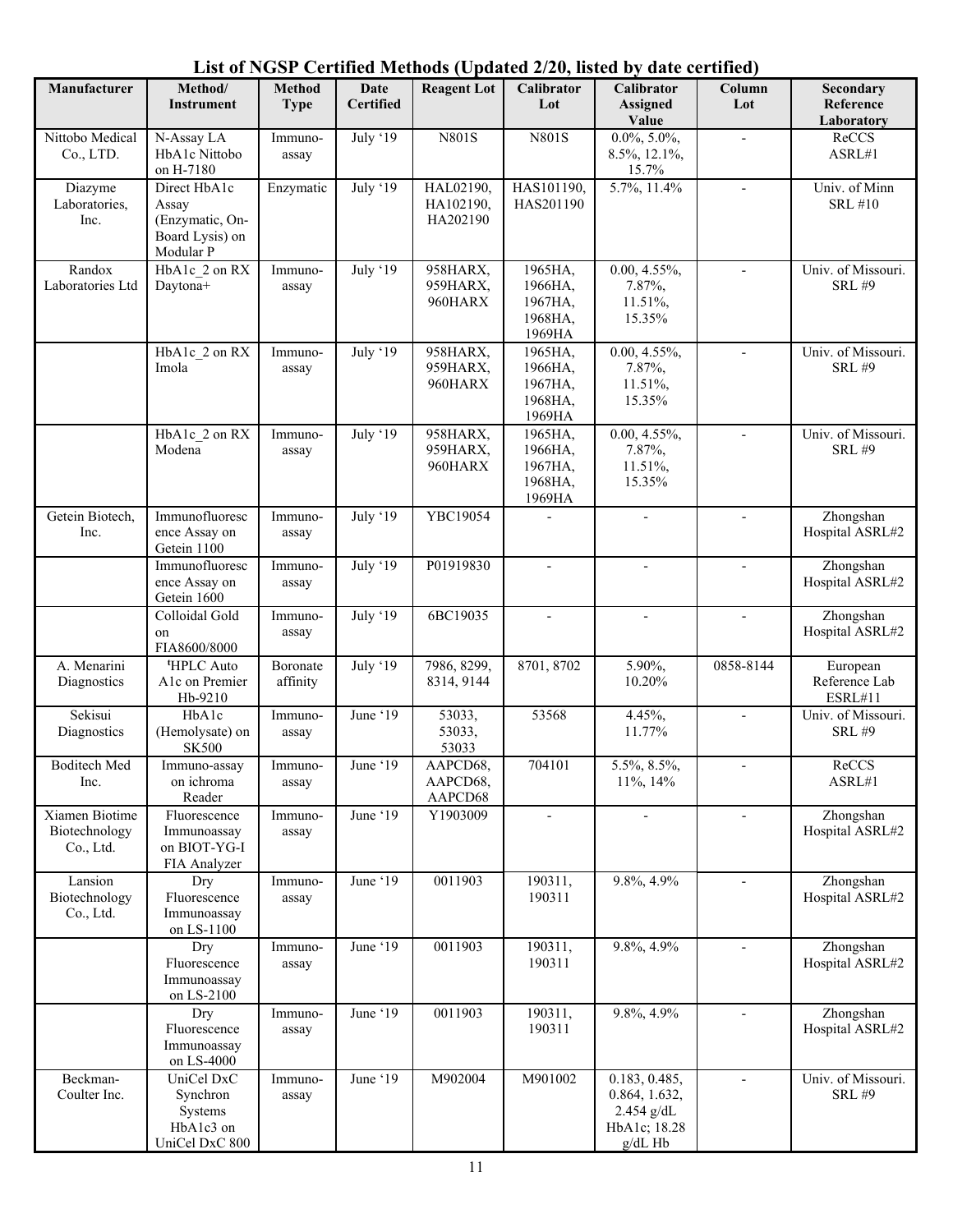# List of NGSP Certified Methods (Updated 2/20, listed by date certified)

| Manufacturer | Method/ Instrument | Method Type | Date Certified | Reagent Lot | Calibrator Lot | Calibrator Assigned Value | Column Lot | Secondary Reference Laboratory |
|---|---|---|---|---|---|---|---|---|
| Nittobo Medical Co., LTD. | N-Assay LA HbA1c Nittobo on H-7180 | Immuno-assay | July '19 | N801S | N801S | 0.0%, 5.0%, 8.5%, 12.1%, 15.7% | - | ReCCS ASRL#1 |
| Diazyme Laboratories, Inc. | Direct HbA1c Assay (Enzymatic, On-Board Lysis) on Modular P | Enzymatic | July '19 | HAL02190, HA102190, HA202190 | HAS101190, HAS201190 | 5.7%, 11.4% | - | Univ. of Minn SRL #10 |
| Randox Laboratories Ltd | HbA1c_2 on RX Daytona+ | Immuno-assay | July '19 | 958HARX, 959HARX, 960HARX | 1965HA, 1966HA, 1967HA, 1968HA, 1969HA | 0.00, 4.55%, 7.87%, 11.51%, 15.35% | - | Univ. of Missouri. SRL #9 |
| | HbA1c_2 on RX Imola | Immuno-assay | July '19 | 958HARX, 959HARX, 960HARX | 1965HA, 1966HA, 1967HA, 1968HA, 1969HA | 0.00, 4.55%, 7.87%, 11.51%, 15.35% | - | Univ. of Missouri. SRL #9 |
| | HbA1c_2 on RX Modena | Immuno-assay | July '19 | 958HARX, 959HARX, 960HARX | 1965HA, 1966HA, 1967HA, 1968HA, 1969HA | 0.00, 4.55%, 7.87%, 11.51%, 15.35% | - | Univ. of Missouri. SRL #9 |
| Getein Biotech, Inc. | Immunofluorescence Assay on Getein 1100 | Immuno-assay | July '19 | YBC19054 | - | - | - | Zhongshan Hospital ASRL#2 |
| | Immunofluorescence Assay on Getein 1600 | Immuno-assay | July '19 | P01919830 | - | - | - | Zhongshan Hospital ASRL#2 |
| | Colloidal Gold on FIA8600/8000 | Immuno-assay | July '19 | 6BC19035 | - | - | - | Zhongshan Hospital ASRL#2 |
| A. Menarini Diagnostics | ᵗHPLC Auto A1c on Premier Hb-9210 | Boronate affinity | July '19 | 7986, 8299, 8314, 9144 | 8701, 8702 | 5.90%, 10.20% | 0858-8144 | European Reference Lab ESRL#11 |
| Sekisui Diagnostics | HbA1c (Hemolysate) on SK500 | Immuno-assay | June '19 | 53033, 53033, 53033 | 53568 | 4.45%, 11.77% | - | Univ. of Missouri. SRL #9 |
| Boditech Med Inc. | Immuno-assay on ichroma Reader | Immuno-assay | June '19 | AAPCD68, AAPCD68, AAPCD68 | 704101 | 5.5%, 8.5%, 11%, 14% | - | ReCCS ASRL#1 |
| Xiamen Biotime Biotechnology Co., Ltd. | Fluorescence Immunoassay on BIOT-YG-I FIA Analyzer | Immuno-assay | June '19 | Y1903009 | - | - | - | Zhongshan Hospital ASRL#2 |
| Lansion Biotechnology Co., Ltd. | Dry Fluorescence Immunoassay on LS-1100 | Immuno-assay | June '19 | 0011903 | 190311, 190311 | 9.8%, 4.9% | - | Zhongshan Hospital ASRL#2 |
| | Dry Fluorescence Immunoassay on LS-2100 | Immuno-assay | June '19 | 0011903 | 190311, 190311 | 9.8%, 4.9% | - | Zhongshan Hospital ASRL#2 |
| | Dry Fluorescence Immunoassay on LS-4000 | Immuno-assay | June '19 | 0011903 | 190311, 190311 | 9.8%, 4.9% | - | Zhongshan Hospital ASRL#2 |
| Beckman-Coulter Inc. | UniCel DxC Synchron Systems HbA1c3 on UniCel DxC 800 | Immuno-assay | June '19 | M902004 | M901002 | 0.183, 0.485, 0.864, 1.632, 2.454 g/dL HbA1c; 18.28 g/dL Hb | - | Univ. of Missouri. SRL #9 |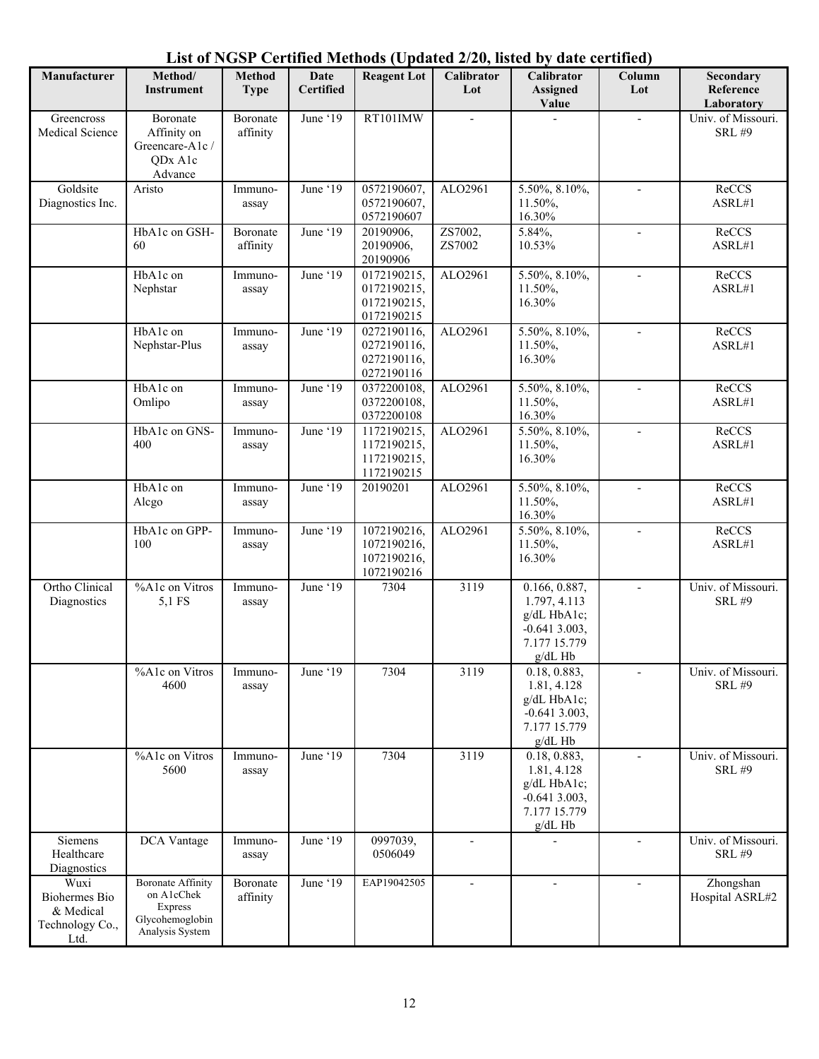# List of NGSP Certified Methods (Updated 2/20, listed by date certified)

| Manufacturer | Method/ Instrument | Method Type | Date Certified | Reagent Lot | Calibrator Lot | Calibrator Assigned Value | Column Lot | Secondary Reference Laboratory |
|---|---|---|---|---|---|---|---|---|
| Greencross Medical Science | Boronate Affinity on Greencare-A1c / QDx A1c Advance | Boronate affinity | June '19 | RT101IMW | - | - | - | Univ. of Missouri. SRL #9 |
| Goldsite Diagnostics Inc. | Aristo | Immuno-assay | June '19 | 0572190607, 0572190607, 0572190607 | ALO2961 | 5.50%, 8.10%, 11.50%, 16.30% | - | ReCCS ASRL#1 |
| | HbA1c on GSH-60 | Boronate affinity | June '19 | 20190906, 20190906, 20190906 | ZS7002, ZS7002 | 5.84%, 10.53% | - | ReCCS ASRL#1 |
| | HbA1c on Nephstar | Immuno-assay | June '19 | 0172190215, 0172190215, 0172190215, 0172190215 | ALO2961 | 5.50%, 8.10%, 11.50%, 16.30% | - | ReCCS ASRL#1 |
| | HbA1c on Nephstar-Plus | Immuno-assay | June '19 | 0272190116, 0272190116, 0272190116, 0272190116 | ALO2961 | 5.50%, 8.10%, 11.50%, 16.30% | - | ReCCS ASRL#1 |
| | HbA1c on Omlipo | Immuno-assay | June '19 | 0372200108, 0372200108, 0372200108 | ALO2961 | 5.50%, 8.10%, 11.50%, 16.30% | - | ReCCS ASRL#1 |
| | HbA1c on GNS-400 | Immuno-assay | June '19 | 1172190215, 1172190215, 1172190215, 1172190215 | ALO2961 | 5.50%, 8.10%, 11.50%, 16.30% | - | ReCCS ASRL#1 |
| | HbA1c on Alcgo | Immuno-assay | June '19 | 20190201 | ALO2961 | 5.50%, 8.10%, 11.50%, 16.30% | - | ReCCS ASRL#1 |
| | HbA1c on GPP-100 | Immuno-assay | June '19 | 1072190216, 1072190216, 1072190216, 1072190216 | ALO2961 | 5.50%, 8.10%, 11.50%, 16.30% | - | ReCCS ASRL#1 |
| Ortho Clinical Diagnostics | %A1c on Vitros 5,1 FS | Immuno-assay | June '19 | 7304 | 3119 | 0.166, 0.887, 1.797, 4.113 g/dL HbA1c; -0.641 3.003, 7.177 15.779 g/dL Hb | - | Univ. of Missouri. SRL #9 |
| | %A1c on Vitros 4600 | Immuno-assay | June '19 | 7304 | 3119 | 0.18, 0.883, 1.81, 4.128 g/dL HbA1c; -0.641 3.003, 7.177 15.779 g/dL Hb | - | Univ. of Missouri. SRL #9 |
| | %A1c on Vitros 5600 | Immuno-assay | June '19 | 7304 | 3119 | 0.18, 0.883, 1.81, 4.128 g/dL HbA1c; -0.641 3.003, 7.177 15.779 g/dL Hb | - | Univ. of Missouri. SRL #9 |
| Siemens Healthcare Diagnostics | DCA Vantage | Immuno-assay | June '19 | 0997039, 0506049 | - | - | - | Univ. of Missouri. SRL #9 |
| Wuxi Biohermes Bio & Medical Technology Co., Ltd. | Boronate Affinity on A1cChek Express Glycohemoglobin Analysis System | Boronate affinity | June '19 | EAP19042505 | - | - | - | Zhongshan Hospital ASRL#2 |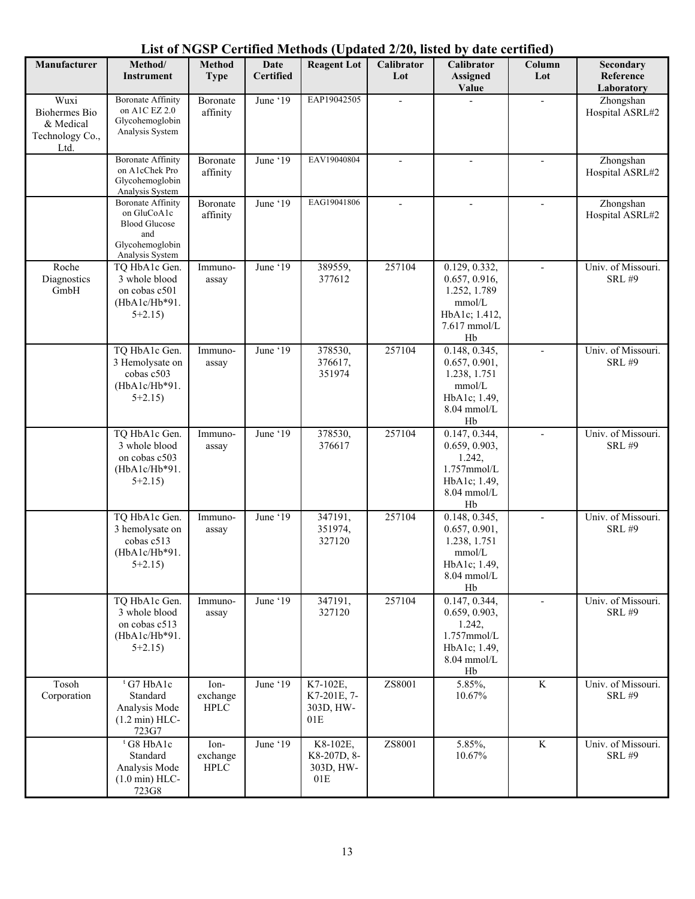# List of NGSP Certified Methods (Updated 2/20, listed by date certified)

| Manufacturer | Method/ Instrument | Method Type | Date Certified | Reagent Lot | Calibrator Lot | Calibrator Assigned Value | Column Lot | Secondary Reference Laboratory |
|---|---|---|---|---|---|---|---|---|
| Wuxi Biohermes Bio & Medical Technology Co., Ltd. | Boronate Affinity on A1C EZ 2.0 Glycohemoglobin Analysis System | Boronate affinity | June '19 | EAP19042505 | - | - | - | Zhongshan Hospital ASRL#2 |
| | Boronate Affinity on A1cChek Pro Glycohemoglobin Analysis System | Boronate affinity | June '19 | EAV19040804 | - | - | - | Zhongshan Hospital ASRL#2 |
| | Boronate Affinity on GluCoA1c Blood Glucose and Glycohemoglobin Analysis System | Boronate affinity | June '19 | EAG19041806 | - | - | - | Zhongshan Hospital ASRL#2 |
| Roche Diagnostics GmbH | TQ HbA1c Gen. 3 whole blood on cobas c501 (HbA1c/Hb*91.5+2.15) | Immuno-assay | June '19 | 389559, 377612 | 257104 | 0.129, 0.332, 0.657, 0.916, 1.252, 1.789 mmol/L HbA1c; 1.412, 7.617 mmol/L Hb | - | Univ. of Missouri. SRL #9 |
| | TQ HbA1c Gen. 3 Hemolysate on cobas c503 (HbA1c/Hb*91.5+2.15) | Immuno-assay | June '19 | 378530, 376617, 351974 | 257104 | 0.148, 0.345, 0.657, 0.901, 1.238, 1.751 mmol/L HbA1c; 1.49, 8.04 mmol/L Hb | - | Univ. of Missouri. SRL #9 |
| | TQ HbA1c Gen. 3 whole blood on cobas c503 (HbA1c/Hb*91.5+2.15) | Immuno-assay | June '19 | 378530, 376617 | 257104 | 0.147, 0.344, 0.659, 0.903, 1.242, 1.757mmol/L HbA1c; 1.49, 8.04 mmol/L Hb | - | Univ. of Missouri. SRL #9 |
| | TQ HbA1c Gen. 3 hemolysate on cobas c513 (HbA1c/Hb*91.5+2.15) | Immuno-assay | June '19 | 347191, 351974, 327120 | 257104 | 0.148, 0.345, 0.657, 0.901, 1.238, 1.751 mmol/L HbA1c; 1.49, 8.04 mmol/L Hb | - | Univ. of Missouri. SRL #9 |
| | TQ HbA1c Gen. 3 whole blood on cobas c513 (HbA1c/Hb*91.5+2.15) | Immuno-assay | June '19 | 347191, 327120 | 257104 | 0.147, 0.344, 0.659, 0.903, 1.242, 1.757mmol/L HbA1c; 1.49, 8.04 mmol/L Hb | - | Univ. of Missouri. SRL #9 |
| Tosoh Corporation | [t] G7 HbA1c Standard Analysis Mode (1.2 min) HLC-723G7 | Ion-exchange HPLC | June '19 | K7-102E, K7-201E, 7-303D, HW-01E | ZS8001 | 5.85%, 10.67% | K | Univ. of Missouri. SRL #9 |
| | [t] G8 HbA1c Standard Analysis Mode (1.0 min) HLC-723G8 | Ion-exchange HPLC | June '19 | K8-102E, K8-207D, 8-303D, HW-01E | ZS8001 | 5.85%, 10.67% | K | Univ. of Missouri. SRL #9 |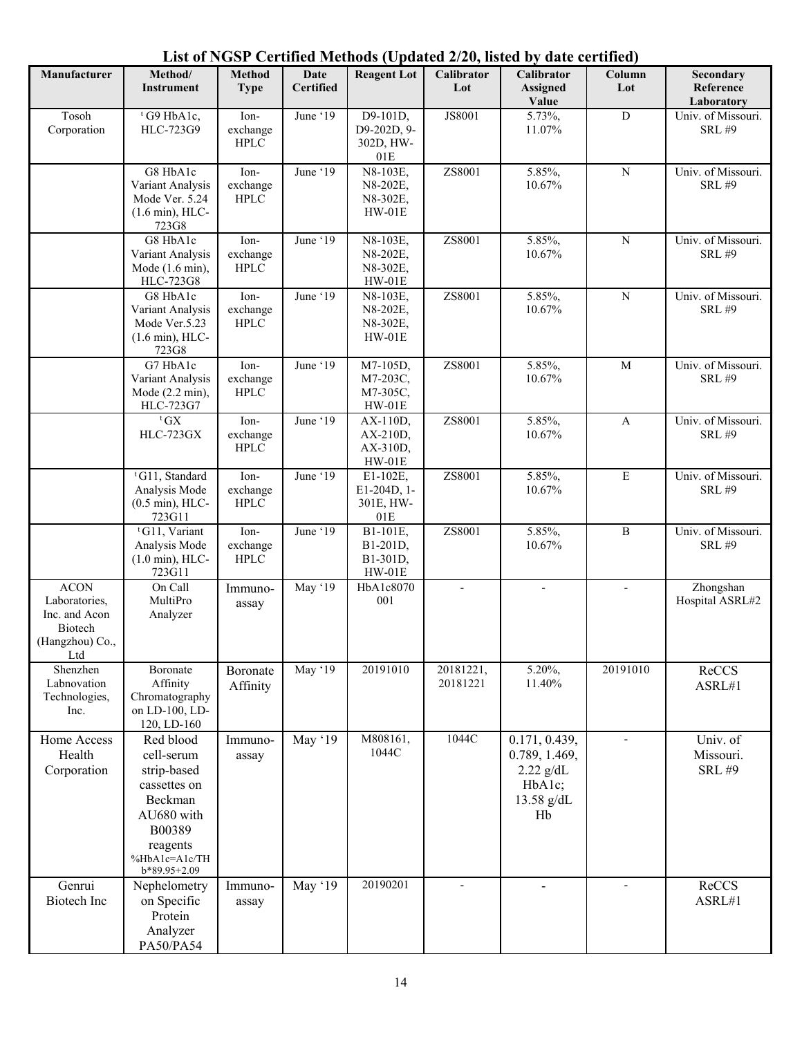# List of NGSP Certified Methods (Updated 2/20, listed by date certified)

| Manufacturer | Method/ Instrument | Method Type | Date Certified | Reagent Lot | Calibrator Lot | Calibrator Assigned Value | Column Lot | Secondary Reference Laboratory |
|---|---|---|---|---|---|---|---|---|
| Tosoh Corporation | ᵗG9 HbA1c, HLC-723G9 | Ion-exchange HPLC | June '19 | D9-101D, D9-202D, 9-302D, HW-01E | JS8001 | 5.73%, 11.07% | D | Univ. of Missouri. SRL #9 |
| | G8 HbA1c Variant Analysis Mode Ver. 5.24 (1.6 min), HLC-723G8 | Ion-exchange HPLC | June '19 | N8-103E, N8-202E, N8-302E, HW-01E | ZS8001 | 5.85%, 10.67% | N | Univ. of Missouri. SRL #9 |
| | G8 HbA1c Variant Analysis Mode (1.6 min), HLC-723G8 | Ion-exchange HPLC | June '19 | N8-103E, N8-202E, N8-302E, HW-01E | ZS8001 | 5.85%, 10.67% | N | Univ. of Missouri. SRL #9 |
| | G8 HbA1c Variant Analysis Mode Ver.5.23 (1.6 min), HLC-723G8 | Ion-exchange HPLC | June '19 | N8-103E, N8-202E, N8-302E, HW-01E | ZS8001 | 5.85%, 10.67% | N | Univ. of Missouri. SRL #9 |
| | G7 HbA1c Variant Analysis Mode (2.2 min), HLC-723G7 | Ion-exchange HPLC | June '19 | M7-105D, M7-203C, M7-305C, HW-01E | ZS8001 | 5.85%, 10.67% | M | Univ. of Missouri. SRL #9 |
| | ᵗGX HLC-723GX | Ion-exchange HPLC | June '19 | AX-110D, AX-210D, AX-310D, HW-01E | ZS8001 | 5.85%, 10.67% | A | Univ. of Missouri. SRL #9 |
| | ᵗG11, Standard Analysis Mode (0.5 min), HLC-723G11 | Ion-exchange HPLC | June '19 | E1-102E, E1-204D, 1-301E, HW-01E | ZS8001 | 5.85%, 10.67% | E | Univ. of Missouri. SRL #9 |
| | ᵗG11, Variant Analysis Mode (1.0 min), HLC-723G11 | Ion-exchange HPLC | June '19 | B1-101E, B1-201D, B1-301D, HW-01E | ZS8001 | 5.85%, 10.67% | B | Univ. of Missouri. SRL #9 |
| ACON Laboratories, Inc. and Acon Biotech (Hangzhou) Co., Ltd | On Call MultiPro Analyzer | Immuno-assay | May '19 | HbA1c8070 001 | - | - | - | Zhongshan Hospital ASRL#2 |
| Shenzhen Labnovation Technologies, Inc. | Boronate Affinity Chromatography on LD-100, LD-120, LD-160 | Boronate Affinity | May '19 | 20191010 | 20181221, 20181221 | 5.20%, 11.40% | 20191010 | ReCCS ASRL#1 |
| Home Access Health Corporation | Red blood cell-serum strip-based cassettes on Beckman AU680 with B00389 reagents %HbA1c=A1c/THb*89.95+2.09 | Immuno-assay | May '19 | M808161, 1044C | 1044C | 0.171, 0.439, 0.789, 1.469, 2.22 g/dL HbA1c; 13.58 g/dL Hb | - | Univ. of Missouri. SRL #9 |
| Genrui Biotech Inc | Nephelometry on Specific Protein Analyzer PA50/PA54 | Immuno-assay | May '19 | 20190201 | - | - | - | ReCCS ASRL#1 |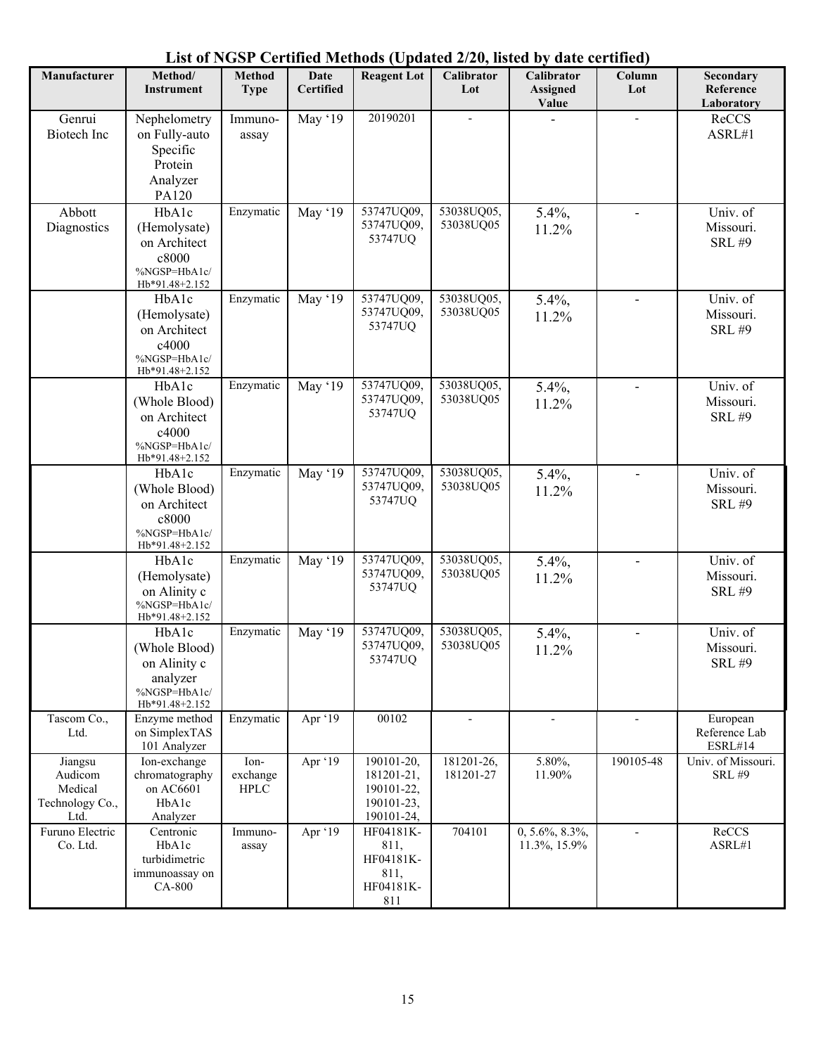# List of NGSP Certified Methods (Updated 2/20, listed by date certified)

| Manufacturer | Method/ Instrument | Method Type | Date Certified | Reagent Lot | Calibrator Lot | Calibrator Assigned Value | Column Lot | Secondary Reference Laboratory |
|---|---|---|---|---|---|---|---|---|
| Genrui Biotech Inc | Nephelometry on Fully-auto Specific Protein Analyzer PA120 | Immuno-assay | May '19 | 20190201 | - | - | - | ReCCS ASRL#1 |
| Abbott Diagnostics | HbA1c (Hemolysate) on Architect c8000 %NGSP=HbA1c/ Hb*91.48+2.152 | Enzymatic | May '19 | 53747UQ09, 53747UQ09, 53747UQ | 53038UQ05, 53038UQ05 | 5.4%, 11.2% | - | Univ. of Missouri. SRL #9 |
| | HbA1c (Hemolysate) on Architect c4000 %NGSP=HbA1c/ Hb*91.48+2.152 | Enzymatic | May '19 | 53747UQ09, 53747UQ09, 53747UQ | 53038UQ05, 53038UQ05 | 5.4%, 11.2% | - | Univ. of Missouri. SRL #9 |
| | HbA1c (Whole Blood) on Architect c4000 %NGSP=HbA1c/ Hb*91.48+2.152 | Enzymatic | May '19 | 53747UQ09, 53747UQ09, 53747UQ | 53038UQ05, 53038UQ05 | 5.4%, 11.2% | - | Univ. of Missouri. SRL #9 |
| | HbA1c (Whole Blood) on Architect c8000 %NGSP=HbA1c/ Hb*91.48+2.152 | Enzymatic | May '19 | 53747UQ09, 53747UQ09, 53747UQ | 53038UQ05, 53038UQ05 | 5.4%, 11.2% | - | Univ. of Missouri. SRL #9 |
| | HbA1c (Hemolysate) on Alinity c %NGSP=HbA1c/ Hb*91.48+2.152 | Enzymatic | May '19 | 53747UQ09, 53747UQ09, 53747UQ | 53038UQ05, 53038UQ05 | 5.4%, 11.2% | - | Univ. of Missouri. SRL #9 |
| | HbA1c (Whole Blood) on Alinity c analyzer %NGSP=HbA1c/ Hb*91.48+2.152 | Enzymatic | May '19 | 53747UQ09, 53747UQ09, 53747UQ | 53038UQ05, 53038UQ05 | 5.4%, 11.2% | - | Univ. of Missouri. SRL #9 |
| Tascom Co., Ltd. | Enzyme method on SimplexTAS 101 Analyzer | Enzymatic | Apr '19 | 00102 | - | - | - | European Reference Lab ESRL#14 |
| Jiangsu Audicom Medical Technology Co., Ltd. | Ion-exchange chromatography on AC6601 HbA1c Analyzer | Ion-exchange HPLC | Apr '19 | 190101-20, 181201-21, 190101-22, 190101-23, 190101-24, | 181201-26, 181201-27 | 5.80%, 11.90% | 190105-48 | Univ. of Missouri. SRL #9 |
| Furuno Electric Co. Ltd. | Centronic HbA1c turbidimetric immunoassay on CA-800 | Immuno-assay | Apr '19 | HF04181K-811, HF04181K-811, HF04181K-811 | 704101 | 0, 5.6%, 8.3%, 11.3%, 15.9% | - | ReCCS ASRL#1 |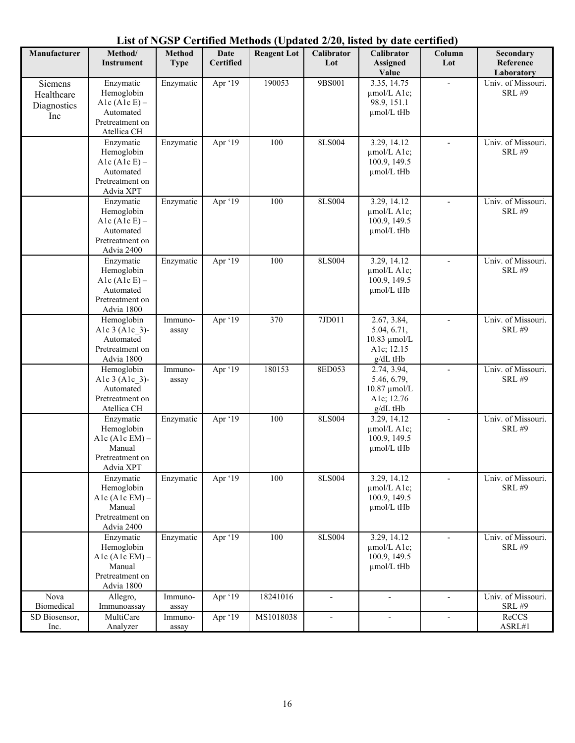# List of NGSP Certified Methods (Updated 2/20, listed by date certified)

| Manufacturer | Method/ Instrument | Method Type | Date Certified | Reagent Lot | Calibrator Lot | Calibrator Assigned Value | Column Lot | Secondary Reference Laboratory |
|---|---|---|---|---|---|---|---|---|
| Siemens Healthcare Diagnostics Inc | Enzymatic Hemoglobin A1c (A1c E) – Automated Pretreatment on Atellica CH | Enzymatic | Apr '19 | 190053 | 9BS001 | 3.35, 14.75 µmol/L A1c; 98.9, 151.1 µmol/L tHb | - | Univ. of Missouri. SRL #9 |
| | Enzymatic Hemoglobin A1c (A1c E) – Automated Pretreatment on Advia XPT | Enzymatic | Apr '19 | 100 | 8LS004 | 3.29, 14.12 µmol/L A1c; 100.9, 149.5 µmol/L tHb | - | Univ. of Missouri. SRL #9 |
| | Enzymatic Hemoglobin A1c (A1c E) – Automated Pretreatment on Advia 2400 | Enzymatic | Apr '19 | 100 | 8LS004 | 3.29, 14.12 µmol/L A1c; 100.9, 149.5 µmol/L tHb | - | Univ. of Missouri. SRL #9 |
| | Enzymatic Hemoglobin A1c (A1c E) – Automated Pretreatment on Advia 1800 | Enzymatic | Apr '19 | 100 | 8LS004 | 3.29, 14.12 µmol/L A1c; 100.9, 149.5 µmol/L tHb | - | Univ. of Missouri. SRL #9 |
| | Hemoglobin A1c 3 (A1c_3)- Automated Pretreatment on Advia 1800 | Immuno-assay | Apr '19 | 370 | 7JD011 | 2.67, 3.84, 5.04, 6.71, 10.83 µmol/L A1c; 12.15 g/dL tHb | - | Univ. of Missouri. SRL #9 |
| | Hemoglobin A1c 3 (A1c_3)- Automated Pretreatment on Atellica CH | Immuno-assay | Apr '19 | 180153 | 8ED053 | 2.74, 3.94, 5.46, 6.79, 10.87 µmol/L A1c; 12.76 g/dL tHb | - | Univ. of Missouri. SRL #9 |
| | Enzymatic Hemoglobin A1c (A1c EM) – Manual Pretreatment on Advia XPT | Enzymatic | Apr '19 | 100 | 8LS004 | 3.29, 14.12 µmol/L A1c; 100.9, 149.5 µmol/L tHb | - | Univ. of Missouri. SRL #9 |
| | Enzymatic Hemoglobin A1c (A1c EM) – Manual Pretreatment on Advia 2400 | Enzymatic | Apr '19 | 100 | 8LS004 | 3.29, 14.12 µmol/L A1c; 100.9, 149.5 µmol/L tHb | - | Univ. of Missouri. SRL #9 |
| | Enzymatic Hemoglobin A1c (A1c EM) – Manual Pretreatment on Advia 1800 | Enzymatic | Apr '19 | 100 | 8LS004 | 3.29, 14.12 µmol/L A1c; 100.9, 149.5 µmol/L tHb | - | Univ. of Missouri. SRL #9 |
| Nova Biomedical | Allegro, Immunoassay | Immuno-assay | Apr '19 | 18241016 | - | - | - | Univ. of Missouri. SRL #9 |
| SD Biosensor, Inc. | MultiCare Analyzer | Immuno-assay | Apr '19 | MS1018038 | - | - | - | ReCCS ASRL#1 |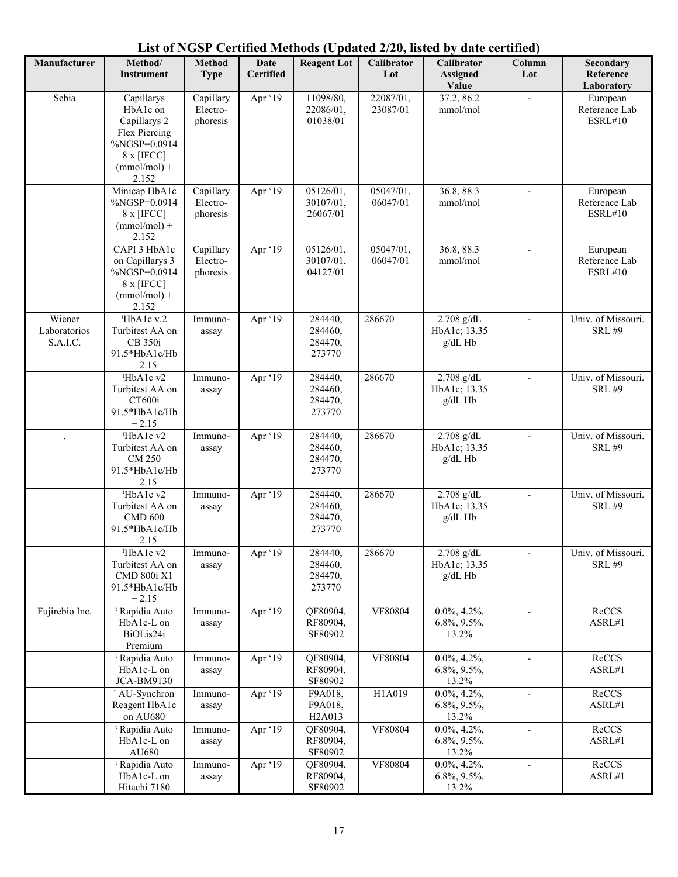# List of NGSP Certified Methods (Updated 2/20, listed by date certified)

| Manufacturer | Method/ Instrument | Method Type | Date Certified | Reagent Lot | Calibrator Lot | Calibrator Assigned Value | Column Lot | Secondary Reference Laboratory |
|---|---|---|---|---|---|---|---|---|
| Sebia | Capillarys HbA1c on Capillarys 2 Flex Piercing %NGSP=0.09148 x [IFCC] (mmol/mol) + 2.152 | Capillary Electro-phoresis | Apr '19 | 11098/80, 22086/01, 01038/01 | 22087/01, 23087/01 | 37.2, 86.2 mmol/mol | - | European Reference Lab ESRL#10 |
| | Minicap HbA1c %NGSP=0.09148 x [IFCC] (mmol/mol) + 2.152 | Capillary Electro-phoresis | Apr '19 | 05126/01, 30107/01, 26067/01 | 05047/01, 06047/01 | 36.8, 88.3 mmol/mol | - | European Reference Lab ESRL#10 |
| | CAPI 3 HbA1c on Capillarys 3 %NGSP=0.09148 x [IFCC] (mmol/mol) + 2.152 | Capillary Electro-phoresis | Apr '19 | 05126/01, 30107/01, 04127/01 | 05047/01, 06047/01 | 36.8, 88.3 mmol/mol | - | European Reference Lab ESRL#10 |
| Wiener Laboratorios S.A.I.C. | [t]HbA1c v.2 Turbitest AA on CB 350i 91.5*HbA1c/Hb + 2.15 | Immuno-assay | Apr '19 | 284440, 284460, 284470, 273770 | 286670 | 2.708 g/dL HbA1c; 13.35 g/dL Hb | - | Univ. of Missouri. SRL #9 |
| | [t]HbA1c v2 Turbitest AA on CT600i 91.5*HbA1c/Hb + 2.15 | Immuno-assay | Apr '19 | 284440, 284460, 284470, 273770 | 286670 | 2.708 g/dL HbA1c; 13.35 g/dL Hb | - | Univ. of Missouri. SRL #9 |
| . | [t]HbA1c v2 Turbitest AA on CM 250 91.5*HbA1c/Hb + 2.15 | Immuno-assay | Apr '19 | 284440, 284460, 284470, 273770 | 286670 | 2.708 g/dL HbA1c; 13.35 g/dL Hb | - | Univ. of Missouri. SRL #9 |
| | [t]HbA1c v2 Turbitest AA on CMD 600 91.5*HbA1c/Hb + 2.15 | Immuno-assay | Apr '19 | 284440, 284460, 284470, 273770 | 286670 | 2.708 g/dL HbA1c; 13.35 g/dL Hb | - | Univ. of Missouri. SRL #9 |
| | [t]HbA1c v2 Turbitest AA on CMD 800i X1 91.5*HbA1c/Hb + 2.15 | Immuno-assay | Apr '19 | 284440, 284460, 284470, 273770 | 286670 | 2.708 g/dL HbA1c; 13.35 g/dL Hb | - | Univ. of Missouri. SRL #9 |
| Fujirebio Inc. | [t] Rapidia Auto HbA1c-L on BiOLis24i Premium | Immuno-assay | Apr '19 | QF80904, RF80904, SF80902 | VF80804 | 0.0%, 4.2%, 6.8%, 9.5%, 13.2% | - | ReCCS ASRL#1 |
| | [t] Rapidia Auto HbA1c-L on JCA-BM9130 | Immuno-assay | Apr '19 | QF80904, RF80904, SF80902 | VF80804 | 0.0%, 4.2%, 6.8%, 9.5%, 13.2% | - | ReCCS ASRL#1 |
| | [t] AU-Synchron Reagent HbA1c on AU680 | Immuno-assay | Apr '19 | F9A018, F9A018, H2A013 | H1A019 | 0.0%, 4.2%, 6.8%, 9.5%, 13.2% | - | ReCCS ASRL#1 |
| | [t] Rapidia Auto HbA1c-L on AU680 | Immuno-assay | Apr '19 | QF80904, RF80904, SF80902 | VF80804 | 0.0%, 4.2%, 6.8%, 9.5%, 13.2% | - | ReCCS ASRL#1 |
| | [t] Rapidia Auto HbA1c-L on Hitachi 7180 | Immuno-assay | Apr '19 | QF80904, RF80904, SF80902 | VF80804 | 0.0%, 4.2%, 6.8%, 9.5%, 13.2% | - | ReCCS ASRL#1 |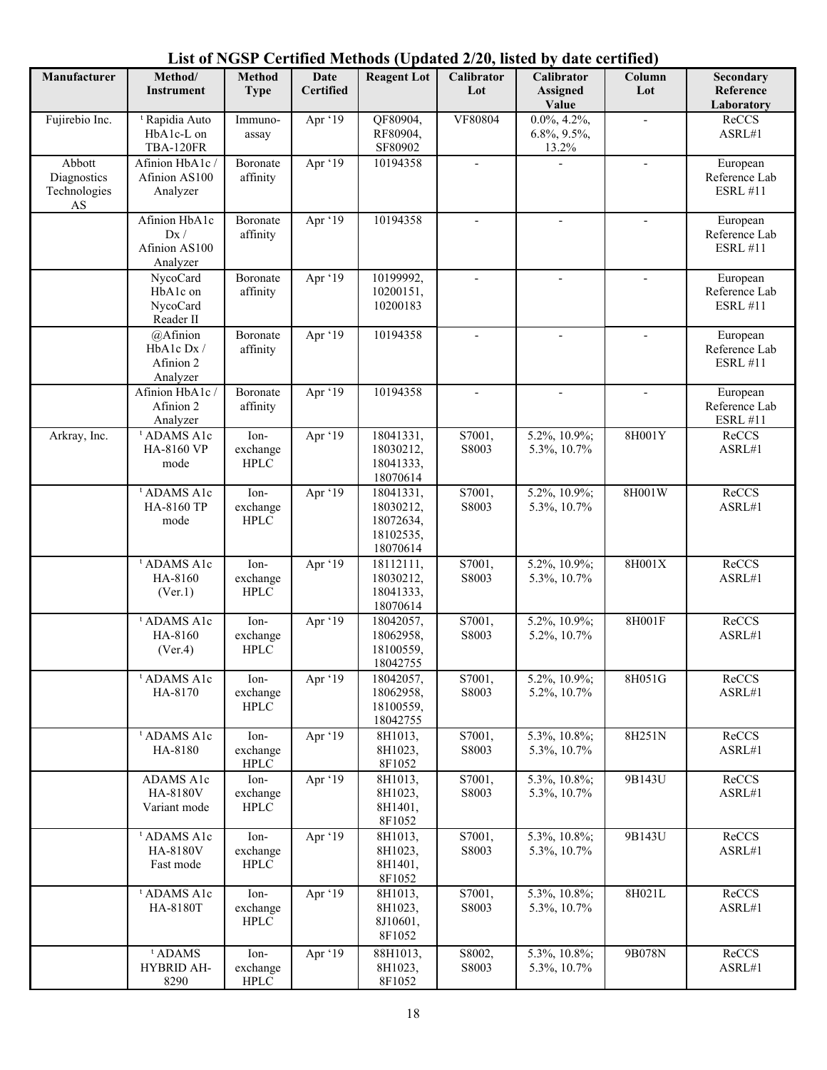# List of NGSP Certified Methods (Updated 2/20, listed by date certified)

| Manufacturer | Method/ Instrument | Method Type | Date Certified | Reagent Lot | Calibrator Lot | Calibrator Assigned Value | Column Lot | Secondary Reference Laboratory |
|---|---|---|---|---|---|---|---|---|
| Fujirebio Inc. | ᵗ Rapidia Auto HbA1c-L on TBA-120FR | Immuno-assay | Apr '19 | QF80904, RF80904, SF80902 | VF80804 | 0.0%, 4.2%, 6.8%, 9.5%, 13.2% | - | ReCCS ASRL#1 |
| Abbott Diagnostics Technologies AS | Afinion HbA1c / Afinion AS100 Analyzer | Boronate affinity | Apr '19 | 10194358 | - | - | - | European Reference Lab ESRL #11 |
| | Afinion HbA1c Dx / Afinion AS100 Analyzer | Boronate affinity | Apr '19 | 10194358 | - | - | - | European Reference Lab ESRL #11 |
| | NycoCard HbA1c on NycoCard Reader II | Boronate affinity | Apr '19 | 10199992, 10200151, 10200183 | - | - | - | European Reference Lab ESRL #11 |
| | @Afinion HbA1c Dx / Afinion 2 Analyzer | Boronate affinity | Apr '19 | 10194358 | - | - | - | European Reference Lab ESRL #11 |
| | Afinion HbA1c / Afinion 2 Analyzer | Boronate affinity | Apr '19 | 10194358 | - | - | - | European Reference Lab ESRL #11 |
| Arkray, Inc. | ᵗ ADAMS A1c HA-8160 VP mode | Ion-exchange HPLC | Apr '19 | 18041331, 18030212, 18041333, 18070614 | S7001, S8003 | 5.2%, 10.9%; 5.3%, 10.7% | 8H001Y | ReCCS ASRL#1 |
| | ᵗ ADAMS A1c HA-8160 TP mode | Ion-exchange HPLC | Apr '19 | 18041331, 18030212, 18072634, 18102535, 18070614 | S7001, S8003 | 5.2%, 10.9%; 5.3%, 10.7% | 8H001W | ReCCS ASRL#1 |
| | ᵗ ADAMS A1c HA-8160 (Ver.1) | Ion-exchange HPLC | Apr '19 | 18112111, 18030212, 18041333, 18070614 | S7001, S8003 | 5.2%, 10.9%; 5.3%, 10.7% | 8H001X | ReCCS ASRL#1 |
| | ᵗ ADAMS A1c HA-8160 (Ver.4) | Ion-exchange HPLC | Apr '19 | 18042057, 18062958, 18100559, 18042755 | S7001, S8003 | 5.2%, 10.9%; 5.2%, 10.7% | 8H001F | ReCCS ASRL#1 |
| | ᵗ ADAMS A1c HA-8170 | Ion-exchange HPLC | Apr '19 | 18042057, 18062958, 18100559, 18042755 | S7001, S8003 | 5.2%, 10.9%; 5.2%, 10.7% | 8H051G | ReCCS ASRL#1 |
| | ᵗ ADAMS A1c HA-8180 | Ion-exchange HPLC | Apr '19 | 8H1013, 8H1023, 8F1052 | S7001, S8003 | 5.3%, 10.8%; 5.3%, 10.7% | 8H251N | ReCCS ASRL#1 |
| | ADAMS A1c HA-8180V Variant mode | Ion-exchange HPLC | Apr '19 | 8H1013, 8H1023, 8H1401, 8F1052 | S7001, S8003 | 5.3%, 10.8%; 5.3%, 10.7% | 9B143U | ReCCS ASRL#1 |
| | ᵗ ADAMS A1c HA-8180V Fast mode | Ion-exchange HPLC | Apr '19 | 8H1013, 8H1023, 8H1401, 8F1052 | S7001, S8003 | 5.3%, 10.8%; 5.3%, 10.7% | 9B143U | ReCCS ASRL#1 |
| | ᵗ ADAMS A1c HA-8180T | Ion-exchange HPLC | Apr '19 | 8H1013, 8H1023, 8J10601, 8F1052 | S7001, S8003 | 5.3%, 10.8%; 5.3%, 10.7% | 8H021L | ReCCS ASRL#1 |
| | ᵗ ADAMS HYBRID AH-8290 | Ion-exchange HPLC | Apr '19 | 88H1013, 8H1023, 8F1052 | S8002, S8003 | 5.3%, 10.8%; 5.3%, 10.7% | 9B078N | ReCCS ASRL#1 |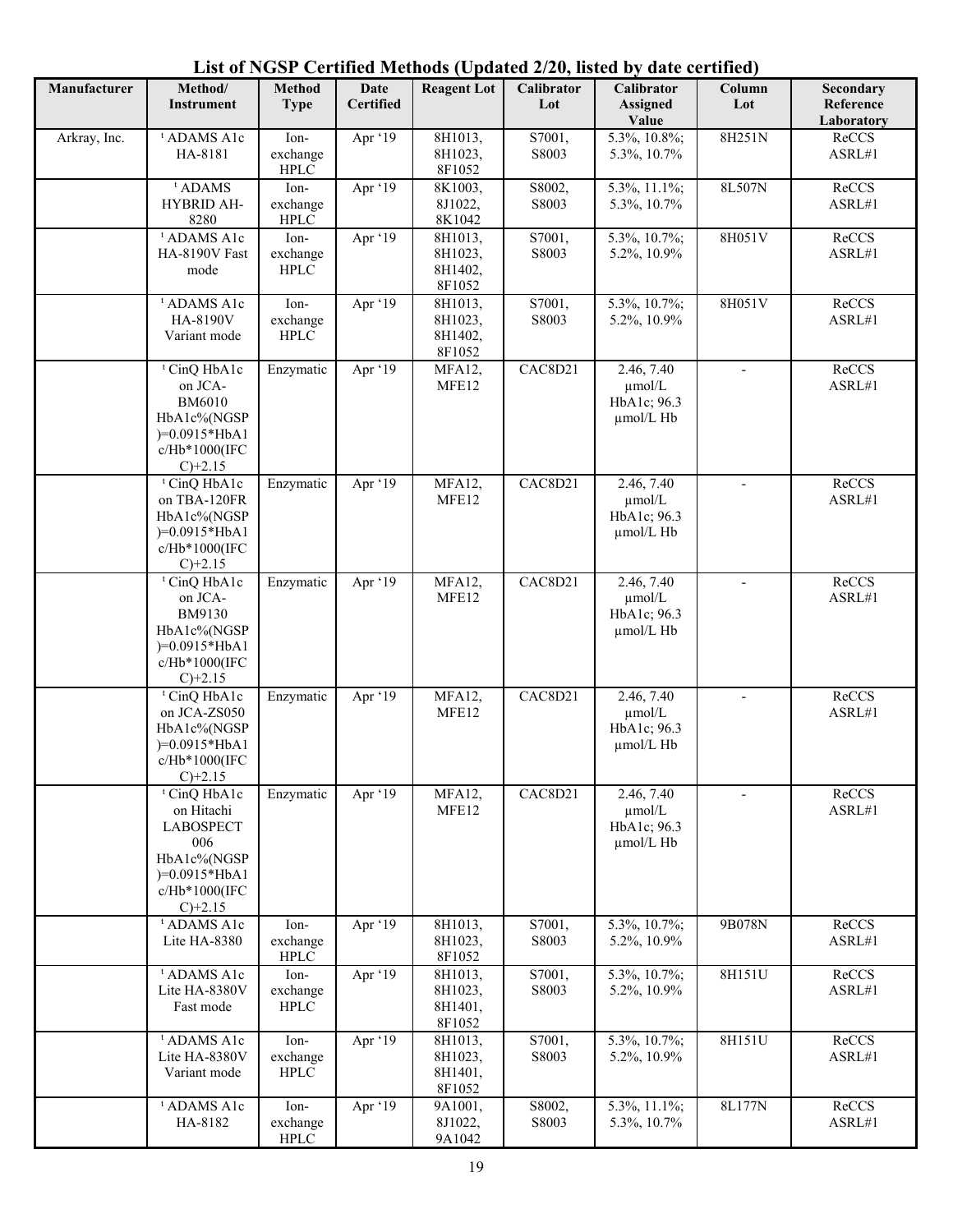# List of NGSP Certified Methods (Updated 2/20, listed by date certified)

| Manufacturer | Method/ Instrument | Method Type | Date Certified | Reagent Lot | Calibrator Lot | Calibrator Assigned Value | Column Lot | Secondary Reference Laboratory |
|---|---|---|---|---|---|---|---|---|
| Arkray, Inc. | ¹ ADAMS A1c HA-8181 | Ion-exchange HPLC | Apr '19 | 8H1013, 8H1023, 8F1052 | S7001, S8003 | 5.3%, 10.8%; 5.3%, 10.7% | 8H251N | ReCCS ASRL#1 |
| | ¹ ADAMS HYBRID AH-8280 | Ion-exchange HPLC | Apr '19 | 8K1003, 8J1022, 8K1042 | S8002, S8003 | 5.3%, 11.1%; 5.3%, 10.7% | 8L507N | ReCCS ASRL#1 |
| | ¹ ADAMS A1c HA-8190V Fast mode | Ion-exchange HPLC | Apr '19 | 8H1013, 8H1023, 8H1402, 8F1052 | S7001, S8003 | 5.3%, 10.7%; 5.2%, 10.9% | 8H051V | ReCCS ASRL#1 |
| | ¹ ADAMS A1c HA-8190V Variant mode | Ion-exchange HPLC | Apr '19 | 8H1013, 8H1023, 8H1402, 8F1052 | S7001, S8003 | 5.3%, 10.7%; 5.2%, 10.9% | 8H051V | ReCCS ASRL#1 |
| | ¹ CinQ HbA1c on JCA-BM6010 HbA1c%(NGSP)=0.0915*HbA1c/Hb*1000(IFCC)+2.15 | Enzymatic | Apr '19 | MFA12, MFE12 | CAC8D21 | 2.46, 7.40 µmol/L HbA1c; 96.3 µmol/L Hb | - | ReCCS ASRL#1 |
| | ¹ CinQ HbA1c on TBA-120FR HbA1c%(NGSP)=0.0915*HbA1c/Hb*1000(IFCC)+2.15 | Enzymatic | Apr '19 | MFA12, MFE12 | CAC8D21 | 2.46, 7.40 µmol/L HbA1c; 96.3 µmol/L Hb | - | ReCCS ASRL#1 |
| | ¹ CinQ HbA1c on JCA-BM9130 HbA1c%(NGSP)=0.0915*HbA1c/Hb*1000(IFCC)+2.15 | Enzymatic | Apr '19 | MFA12, MFE12 | CAC8D21 | 2.46, 7.40 µmol/L HbA1c; 96.3 µmol/L Hb | - | ReCCS ASRL#1 |
| | ¹ CinQ HbA1c on JCA-ZS050 HbA1c%(NGSP)=0.0915*HbA1c/Hb*1000(IFCC)+2.15 | Enzymatic | Apr '19 | MFA12, MFE12 | CAC8D21 | 2.46, 7.40 µmol/L HbA1c; 96.3 µmol/L Hb | - | ReCCS ASRL#1 |
| | ¹ CinQ HbA1c on Hitachi LABOSPECT 006 HbA1c%(NGSP)=0.0915*HbA1c/Hb*1000(IFCC)+2.15 | Enzymatic | Apr '19 | MFA12, MFE12 | CAC8D21 | 2.46, 7.40 µmol/L HbA1c; 96.3 µmol/L Hb | - | ReCCS ASRL#1 |
| | ¹ ADAMS A1c Lite HA-8380 | Ion-exchange HPLC | Apr '19 | 8H1013, 8H1023, 8F1052 | S7001, S8003 | 5.3%, 10.7%; 5.2%, 10.9% | 9B078N | ReCCS ASRL#1 |
| | ¹ ADAMS A1c Lite HA-8380V Fast mode | Ion-exchange HPLC | Apr '19 | 8H1013, 8H1023, 8H1401, 8F1052 | S7001, S8003 | 5.3%, 10.7%; 5.2%, 10.9% | 8H151U | ReCCS ASRL#1 |
| | ¹ ADAMS A1c Lite HA-8380V Variant mode | Ion-exchange HPLC | Apr '19 | 8H1013, 8H1023, 8H1401, 8F1052 | S7001, S8003 | 5.3%, 10.7%; 5.2%, 10.9% | 8H151U | ReCCS ASRL#1 |
| | ¹ ADAMS A1c HA-8182 | Ion-exchange HPLC | Apr '19 | 9A1001, 8J1022, 9A1042 | S8002, S8003 | 5.3%, 11.1%; 5.3%, 10.7% | 8L177N | ReCCS ASRL#1 |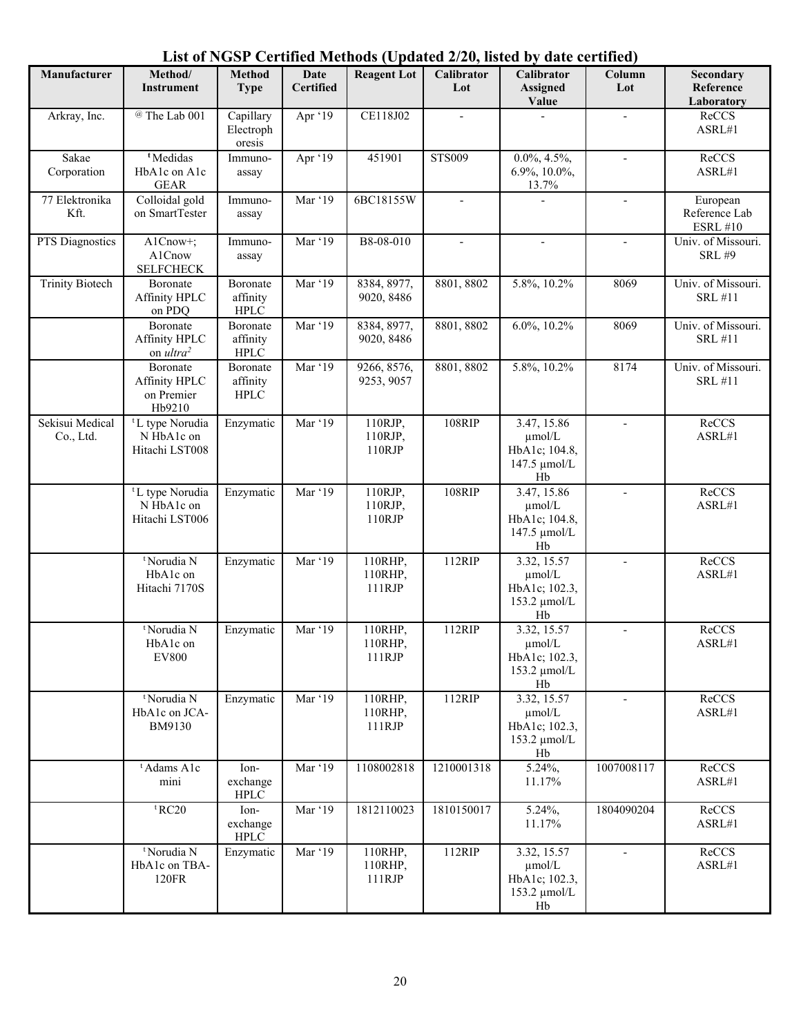# List of NGSP Certified Methods (Updated 2/20, listed by date certified)

| Manufacturer | Method/ Instrument | Method Type | Date Certified | Reagent Lot | Calibrator Lot | Calibrator Assigned Value | Column Lot | Secondary Reference Laboratory |
|---|---|---|---|---|---|---|---|---|
| Arkray, Inc. | @ The Lab 001 | Capillary Electrophoresis | Apr '19 | CE118J02 | - | - | - | ReCCS ASRL#1 |
| Sakae Corporation | ᵗ Medidas HbA1c on A1c GEAR | Immuno-assay | Apr '19 | 451901 | STS009 | 0.0%, 4.5%, 6.9%, 10.0%, 13.7% | - | ReCCS ASRL#1 |
| 77 Elektronika Kft. | Colloidal gold on SmartTester | Immuno-assay | Mar '19 | 6BC18155W | - | - | - | European Reference Lab ESRL #10 |
| PTS Diagnostics | A1Cnow+; A1Cnow SELFCHECK | Immuno-assay | Mar '19 | B8-08-010 | - | - | - | Univ. of Missouri. SRL #9 |
| Trinity Biotech | Boronate Affinity HPLC on PDQ | Boronate affinity HPLC | Mar '19 | 8384, 8977, 9020, 8486 | 8801, 8802 | 5.8%, 10.2% | 8069 | Univ. of Missouri. SRL #11 |
| | Boronate Affinity HPLC on *ultra²* | Boronate affinity HPLC | Mar '19 | 8384, 8977, 9020, 8486 | 8801, 8802 | 6.0%, 10.2% | 8069 | Univ. of Missouri. SRL #11 |
| | Boronate Affinity HPLC on Premier Hb9210 | Boronate affinity HPLC | Mar '19 | 9266, 8576, 9253, 9057 | 8801, 8802 | 5.8%, 10.2% | 8174 | Univ. of Missouri. SRL #11 |
| Sekisui Medical Co., Ltd. | ᵗ L type Norudia N HbA1c on Hitachi LST008 | Enzymatic | Mar '19 | 110RJP, 110RJP, 110RJP | 108RIP | 3.47, 15.86 µmol/L HbA1c; 104.8, 147.5 µmol/L Hb | - | ReCCS ASRL#1 |
| | ᵗ L type Norudia N HbA1c on Hitachi LST006 | Enzymatic | Mar '19 | 110RJP, 110RJP, 110RJP | 108RIP | 3.47, 15.86 µmol/L HbA1c; 104.8, 147.5 µmol/L Hb | - | ReCCS ASRL#1 |
| | ᵗ Norudia N HbA1c on Hitachi 7170S | Enzymatic | Mar '19 | 110RHP, 110RHP, 111RJP | 112RIP | 3.32, 15.57 µmol/L HbA1c; 102.3, 153.2 µmol/L Hb | - | ReCCS ASRL#1 |
| | ᵗ Norudia N HbA1c on EV800 | Enzymatic | Mar '19 | 110RHP, 110RHP, 111RJP | 112RIP | 3.32, 15.57 µmol/L HbA1c; 102.3, 153.2 µmol/L Hb | - | ReCCS ASRL#1 |
| | ᵗ Norudia N HbA1c on JCA-BM9130 | Enzymatic | Mar '19 | 110RHP, 110RHP, 111RJP | 112RIP | 3.32, 15.57 µmol/L HbA1c; 102.3, 153.2 µmol/L Hb | - | ReCCS ASRL#1 |
| | ᵗ Adams A1c mini | Ion-exchange HPLC | Mar '19 | 1108002818 | 1210001318 | 5.24%, 11.17% | 1007008117 | ReCCS ASRL#1 |
| | ᵗ RC20 | Ion-exchange HPLC | Mar '19 | 1812110023 | 1810150017 | 5.24%, 11.17% | 1804090204 | ReCCS ASRL#1 |
| | ᵗ Norudia N HbA1c on TBA-120FR | Enzymatic | Mar '19 | 110RHP, 110RHP, 111RJP | 112RIP | 3.32, 15.57 µmol/L HbA1c; 102.3, 153.2 µmol/L Hb | - | ReCCS ASRL#1 |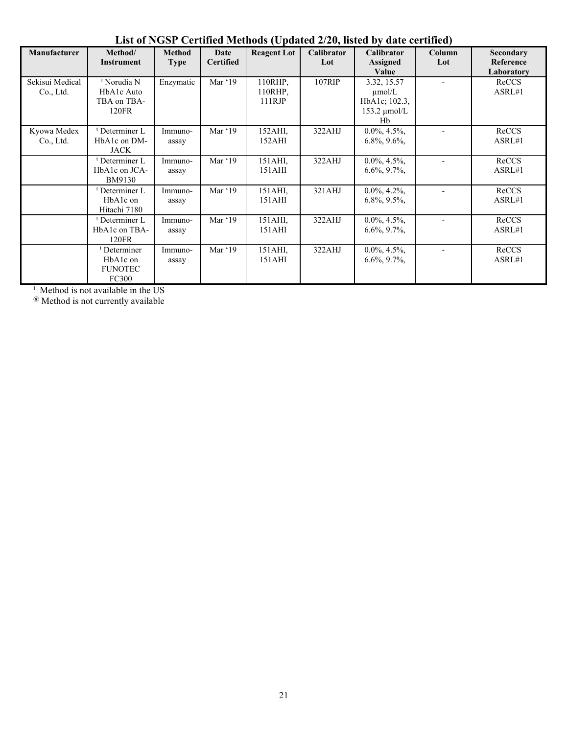# List of NGSP Certified Methods (Updated 2/20, listed by date certified)

| Manufacturer | Method/ Instrument | Method Type | Date Certified | Reagent Lot | Calibrator Lot | Calibrator Assigned Value | Column Lot | Secondary Reference Laboratory |
|---|---|---|---|---|---|---|---|---|
| Sekisui Medical Co., Ltd. | [t] Norudia N HbA1c Auto TBA on TBA-120FR | Enzymatic | Mar '19 | 110RHP, 110RHP, 111RJP | 107RIP | 3.32, 15.57 µmol/L HbA1c; 102.3, 153.2 µmol/L Hb | - | ReCCS ASRL#1 |
| Kyowa Medex Co., Ltd. | [t] Determiner L HbA1c on DM-JACK | Immuno-assay | Mar '19 | 152AHI, 152AHI | 322AHJ | 0.0%, 4.5%, 6.8%, 9.6%, | - | ReCCS ASRL#1 |
| | [t] Determiner L HbA1c on JCA-BM9130 | Immuno-assay | Mar '19 | 151AHI, 151AHI | 322AHJ | 0.0%, 4.5%, 6.6%, 9.7%, | - | ReCCS ASRL#1 |
| | [t] Determiner L HbA1c on Hitachi 7180 | Immuno-assay | Mar '19 | 151AHI, 151AHI | 321AHJ | 0.0%, 4.2%, 6.8%, 9.5%, | - | ReCCS ASRL#1 |
| | [t] Determiner L HbA1c on TBA-120FR | Immuno-assay | Mar '19 | 151AHI, 151AHI | 322AHJ | 0.0%, 4.5%, 6.6%, 9.7%, | - | ReCCS ASRL#1 |
| | [t] Determiner HbA1c on FUNOTEC FC300 | Immuno-assay | Mar '19 | 151AHI, 151AHI | 322AHJ | 0.0%, 4.5%, 6.6%, 9.7%, | - | ReCCS ASRL#1 |

[t] Method is not available in the US
[@] Method is not currently available